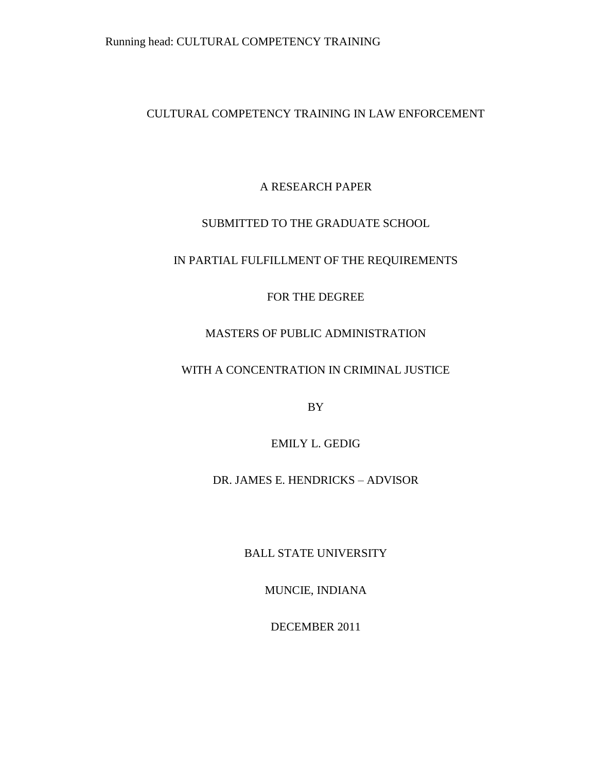# CULTURAL COMPETENCY TRAINING IN LAW ENFORCEMENT

A RESEARCH PAPER

SUBMITTED TO THE GRADUATE SCHOOL

IN PARTIAL FULFILLMENT OF THE REQUIREMENTS

FOR THE DEGREE

MASTERS OF PUBLIC ADMINISTRATION

WITH A CONCENTRATION IN CRIMINAL JUSTICE

BY

EMILY L. GEDIG

DR. JAMES E. HENDRICKS – ADVISOR

BALL STATE UNIVERSITY

MUNCIE, INDIANA

DECEMBER 2011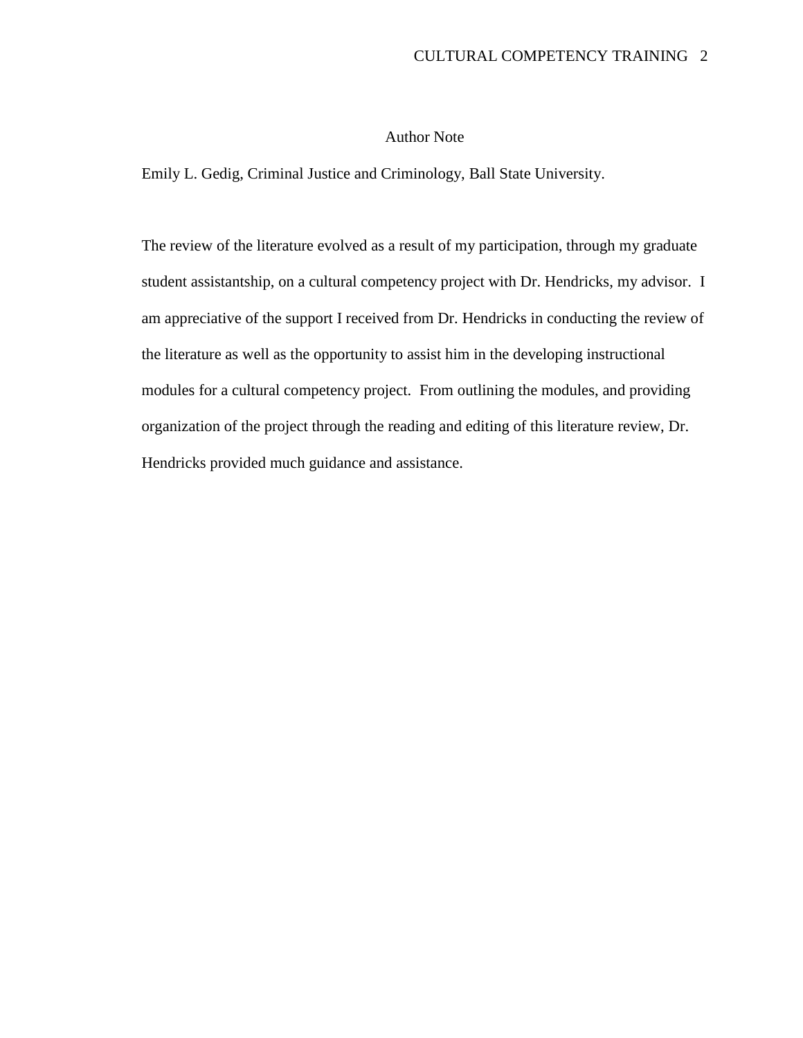# Author Note

Emily L. Gedig, Criminal Justice and Criminology, Ball State University.

The review of the literature evolved as a result of my participation, through my graduate student assistantship, on a cultural competency project with Dr. Hendricks, my advisor. I am appreciative of the support I received from Dr. Hendricks in conducting the review of the literature as well as the opportunity to assist him in the developing instructional modules for a cultural competency project. From outlining the modules, and providing organization of the project through the reading and editing of this literature review, Dr. Hendricks provided much guidance and assistance.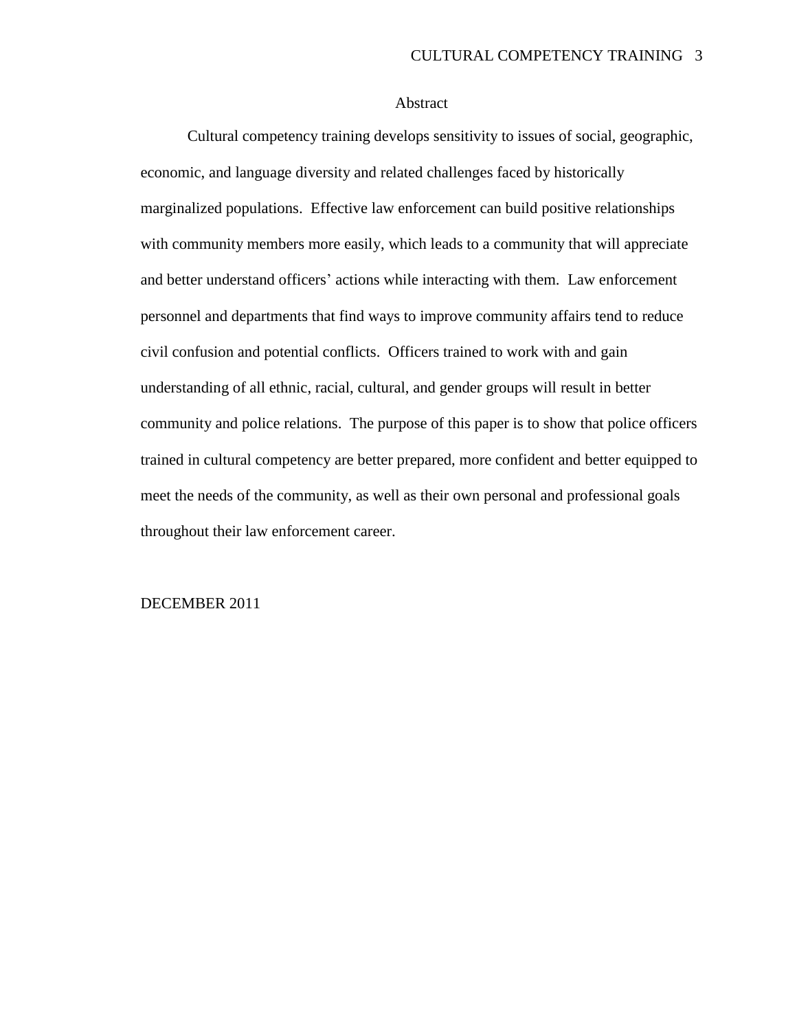# Abstract

Cultural competency training develops sensitivity to issues of social, geographic, economic, and language diversity and related challenges faced by historically marginalized populations. Effective law enforcement can build positive relationships with community members more easily, which leads to a community that will appreciate and better understand officers' actions while interacting with them. Law enforcement personnel and departments that find ways to improve community affairs tend to reduce civil confusion and potential conflicts. Officers trained to work with and gain understanding of all ethnic, racial, cultural, and gender groups will result in better community and police relations. The purpose of this paper is to show that police officers trained in cultural competency are better prepared, more confident and better equipped to meet the needs of the community, as well as their own personal and professional goals throughout their law enforcement career.

DECEMBER 2011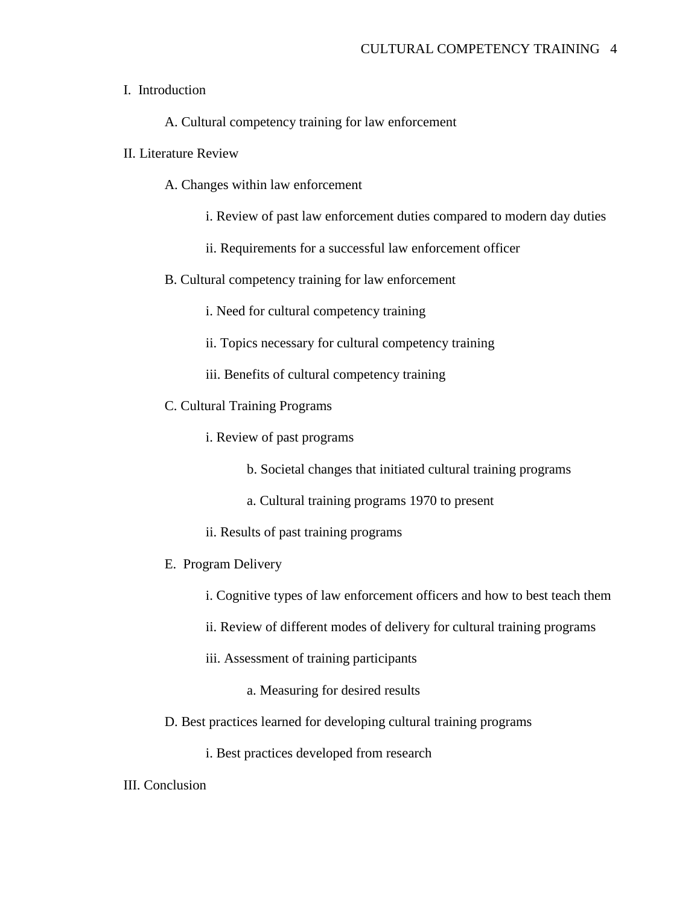I. Introduction

- A. Cultural competency training for law enforcement

II. Literature Review

- A. Changes within law enforcement
  - i. Review of past law enforcement duties compared to modern day duties
  - ii. Requirements for a successful law enforcement officer
- B. Cultural competency training for law enforcement
  - i. Need for cultural competency training
  - ii. Topics necessary for cultural competency training
  - iii. Benefits of cultural competency training
- C. Cultural Training Programs
  - i. Review of past programs
    - b. Societal changes that initiated cultural training programs
    - a. Cultural training programs 1970 to present
  - ii. Results of past training programs
- E. Program Delivery
  - i. Cognitive types of law enforcement officers and how to best teach them
  - ii. Review of different modes of delivery for cultural training programs
  - iii. Assessment of training participants
    - a. Measuring for desired results
- D. Best practices learned for developing cultural training programs
  - i. Best practices developed from research

III. Conclusion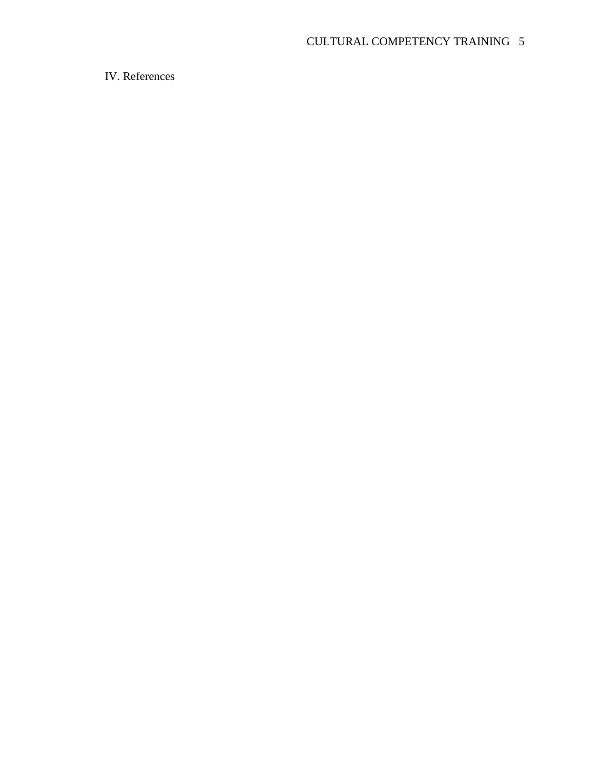## IV. References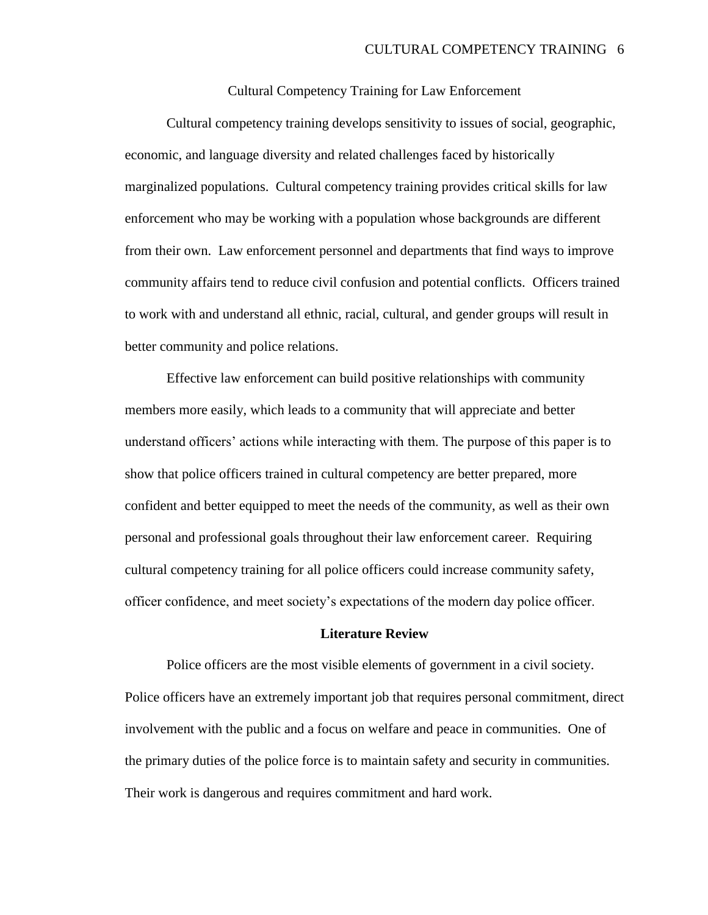# Cultural Competency Training for Law Enforcement

Cultural competency training develops sensitivity to issues of social, geographic, economic, and language diversity and related challenges faced by historically marginalized populations. Cultural competency training provides critical skills for law enforcement who may be working with a population whose backgrounds are different from their own. Law enforcement personnel and departments that find ways to improve community affairs tend to reduce civil confusion and potential conflicts. Officers trained to work with and understand all ethnic, racial, cultural, and gender groups will result in better community and police relations.

Effective law enforcement can build positive relationships with community members more easily, which leads to a community that will appreciate and better understand officers' actions while interacting with them. The purpose of this paper is to show that police officers trained in cultural competency are better prepared, more confident and better equipped to meet the needs of the community, as well as their own personal and professional goals throughout their law enforcement career. Requiring cultural competency training for all police officers could increase community safety, officer confidence, and meet society's expectations of the modern day police officer.

## Literature Review

Police officers are the most visible elements of government in a civil society. Police officers have an extremely important job that requires personal commitment, direct involvement with the public and a focus on welfare and peace in communities. One of the primary duties of the police force is to maintain safety and security in communities. Their work is dangerous and requires commitment and hard work.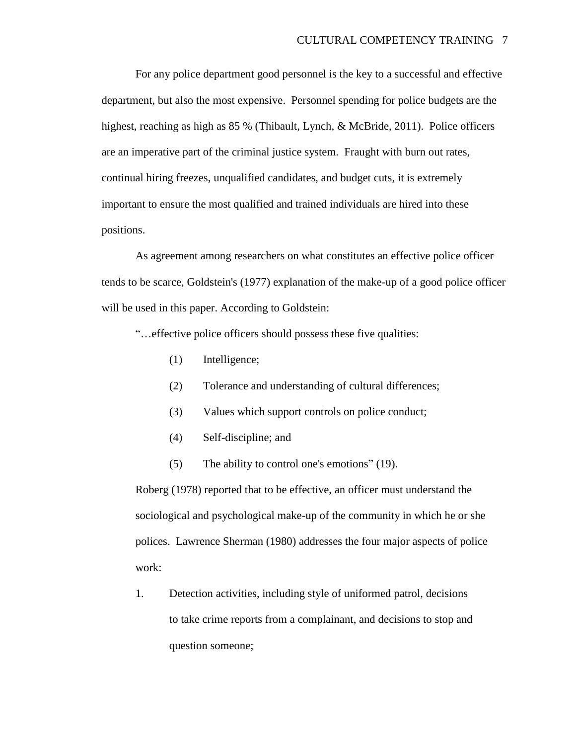For any police department good personnel is the key to a successful and effective department, but also the most expensive. Personnel spending for police budgets are the highest, reaching as high as 85 % (Thibault, Lynch, & McBride, 2011). Police officers are an imperative part of the criminal justice system. Fraught with burn out rates, continual hiring freezes, unqualified candidates, and budget cuts, it is extremely important to ensure the most qualified and trained individuals are hired into these positions.

As agreement among researchers on what constitutes an effective police officer tends to be scarce, Goldstein's (1977) explanation of the make-up of a good police officer will be used in this paper. According to Goldstein:

"…effective police officers should possess these five qualities:

> (1) Intelligence;
>
> (2) Tolerance and understanding of cultural differences;
>
> (3) Values which support controls on police conduct;
>
> (4) Self-discipline; and
>
> (5) The ability to control one's emotions" (19).

Roberg (1978) reported that to be effective, an officer must understand the sociological and psychological make-up of the community in which he or she polices. Lawrence Sherman (1980) addresses the four major aspects of police work:

1. Detection activities, including style of uniformed patrol, decisions to take crime reports from a complainant, and decisions to stop and question someone;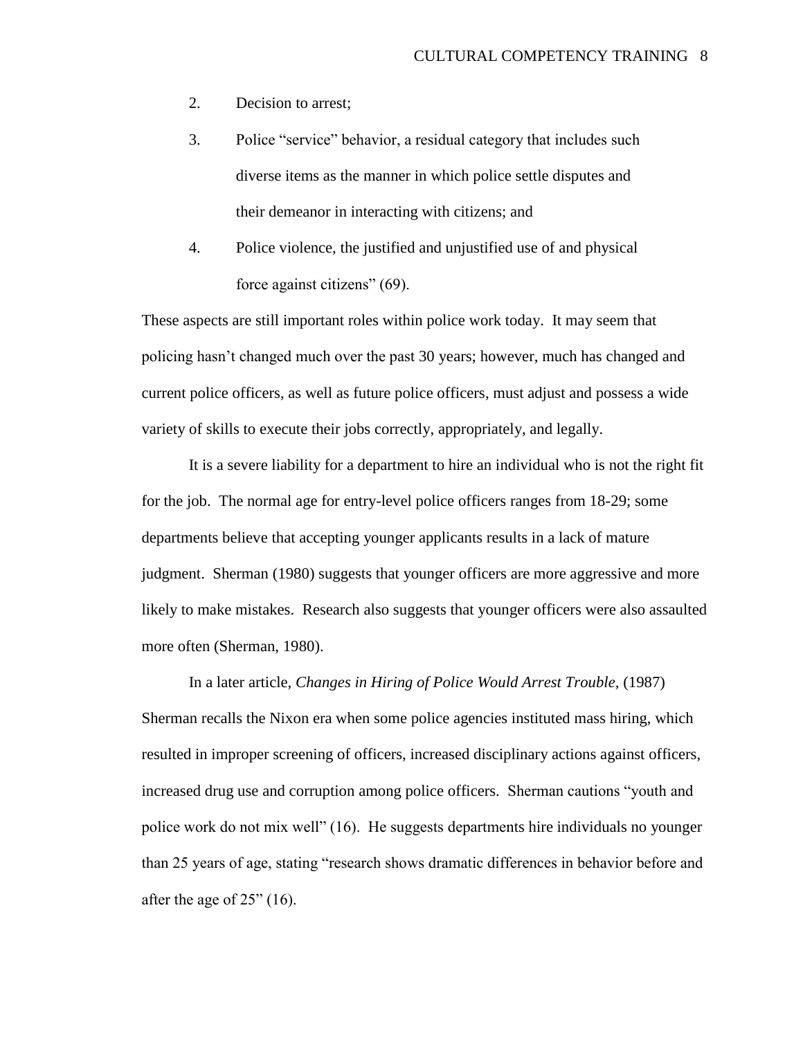2. Decision to arrest;
3. Police "service" behavior, a residual category that includes such diverse items as the manner in which police settle disputes and their demeanor in interacting with citizens; and
4. Police violence, the justified and unjustified use of and physical force against citizens" (69).

These aspects are still important roles within police work today. It may seem that policing hasn't changed much over the past 30 years; however, much has changed and current police officers, as well as future police officers, must adjust and possess a wide variety of skills to execute their jobs correctly, appropriately, and legally.

It is a severe liability for a department to hire an individual who is not the right fit for the job. The normal age for entry-level police officers ranges from 18-29; some departments believe that accepting younger applicants results in a lack of mature judgment. Sherman (1980) suggests that younger officers are more aggressive and more likely to make mistakes. Research also suggests that younger officers were also assaulted more often (Sherman, 1980).

In a later article, *Changes in Hiring of Police Would Arrest Trouble,* (1987) Sherman recalls the Nixon era when some police agencies instituted mass hiring, which resulted in improper screening of officers, increased disciplinary actions against officers, increased drug use and corruption among police officers. Sherman cautions "youth and police work do not mix well" (16). He suggests departments hire individuals no younger than 25 years of age, stating "research shows dramatic differences in behavior before and after the age of 25" (16).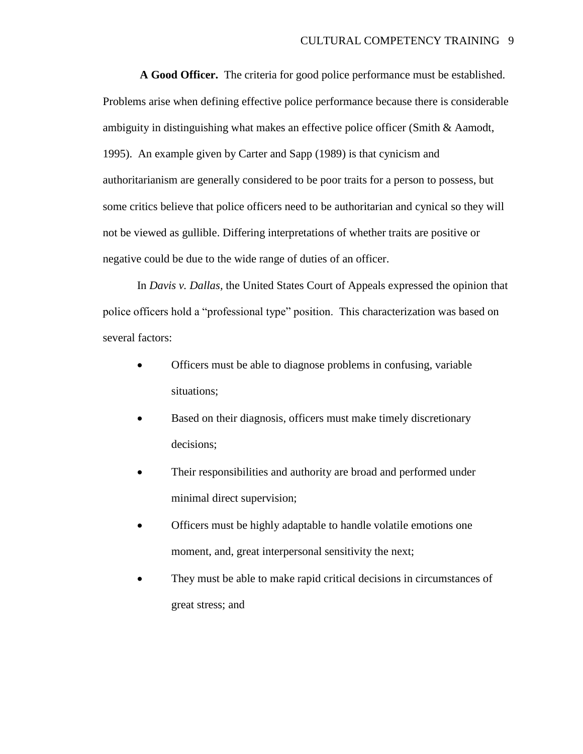**A Good Officer.** The criteria for good police performance must be established. Problems arise when defining effective police performance because there is considerable ambiguity in distinguishing what makes an effective police officer (Smith & Aamodt, 1995). An example given by Carter and Sapp (1989) is that cynicism and authoritarianism are generally considered to be poor traits for a person to possess, but some critics believe that police officers need to be authoritarian and cynical so they will not be viewed as gullible. Differing interpretations of whether traits are positive or negative could be due to the wide range of duties of an officer.

In *Davis v. Dallas,* the United States Court of Appeals expressed the opinion that police officers hold a "professional type" position. This characterization was based on several factors:

- Officers must be able to diagnose problems in confusing, variable situations;
- Based on their diagnosis, officers must make timely discretionary decisions;
- Their responsibilities and authority are broad and performed under minimal direct supervision;
- Officers must be highly adaptable to handle volatile emotions one moment, and, great interpersonal sensitivity the next;
- They must be able to make rapid critical decisions in circumstances of great stress; and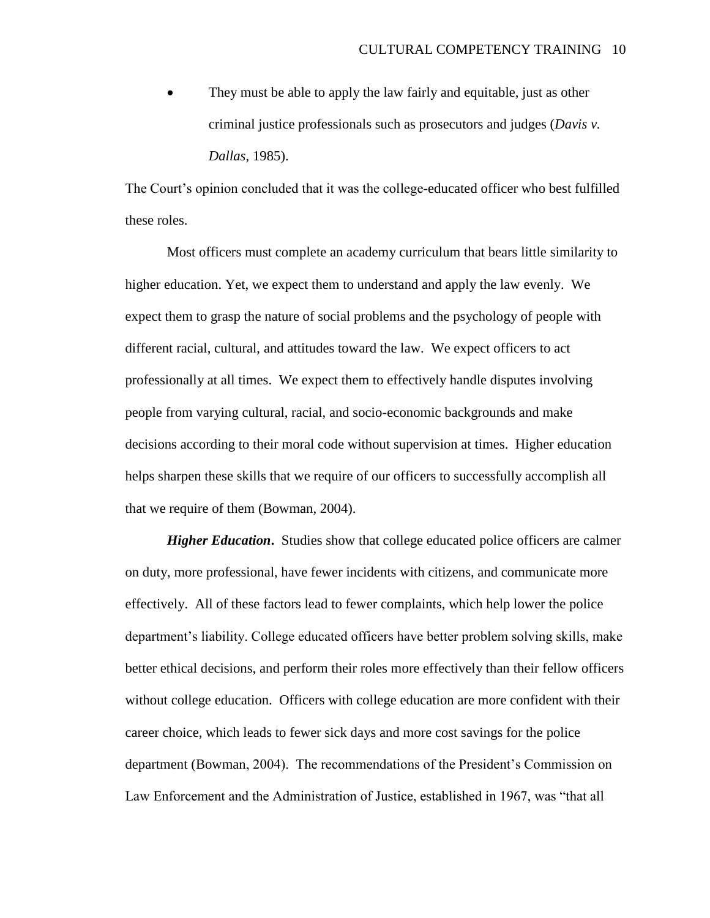- They must be able to apply the law fairly and equitable, just as other criminal justice professionals such as prosecutors and judges (*Davis v. Dallas*, 1985).

The Court's opinion concluded that it was the college-educated officer who best fulfilled these roles.

Most officers must complete an academy curriculum that bears little similarity to higher education. Yet, we expect them to understand and apply the law evenly. We expect them to grasp the nature of social problems and the psychology of people with different racial, cultural, and attitudes toward the law. We expect officers to act professionally at all times. We expect them to effectively handle disputes involving people from varying cultural, racial, and socio-economic backgrounds and make decisions according to their moral code without supervision at times. Higher education helps sharpen these skills that we require of our officers to successfully accomplish all that we require of them (Bowman, 2004).

***Higher Education*.** Studies show that college educated police officers are calmer on duty, more professional, have fewer incidents with citizens, and communicate more effectively. All of these factors lead to fewer complaints, which help lower the police department's liability. College educated officers have better problem solving skills, make better ethical decisions, and perform their roles more effectively than their fellow officers without college education. Officers with college education are more confident with their career choice, which leads to fewer sick days and more cost savings for the police department (Bowman, 2004). The recommendations of the President's Commission on Law Enforcement and the Administration of Justice, established in 1967, was "that all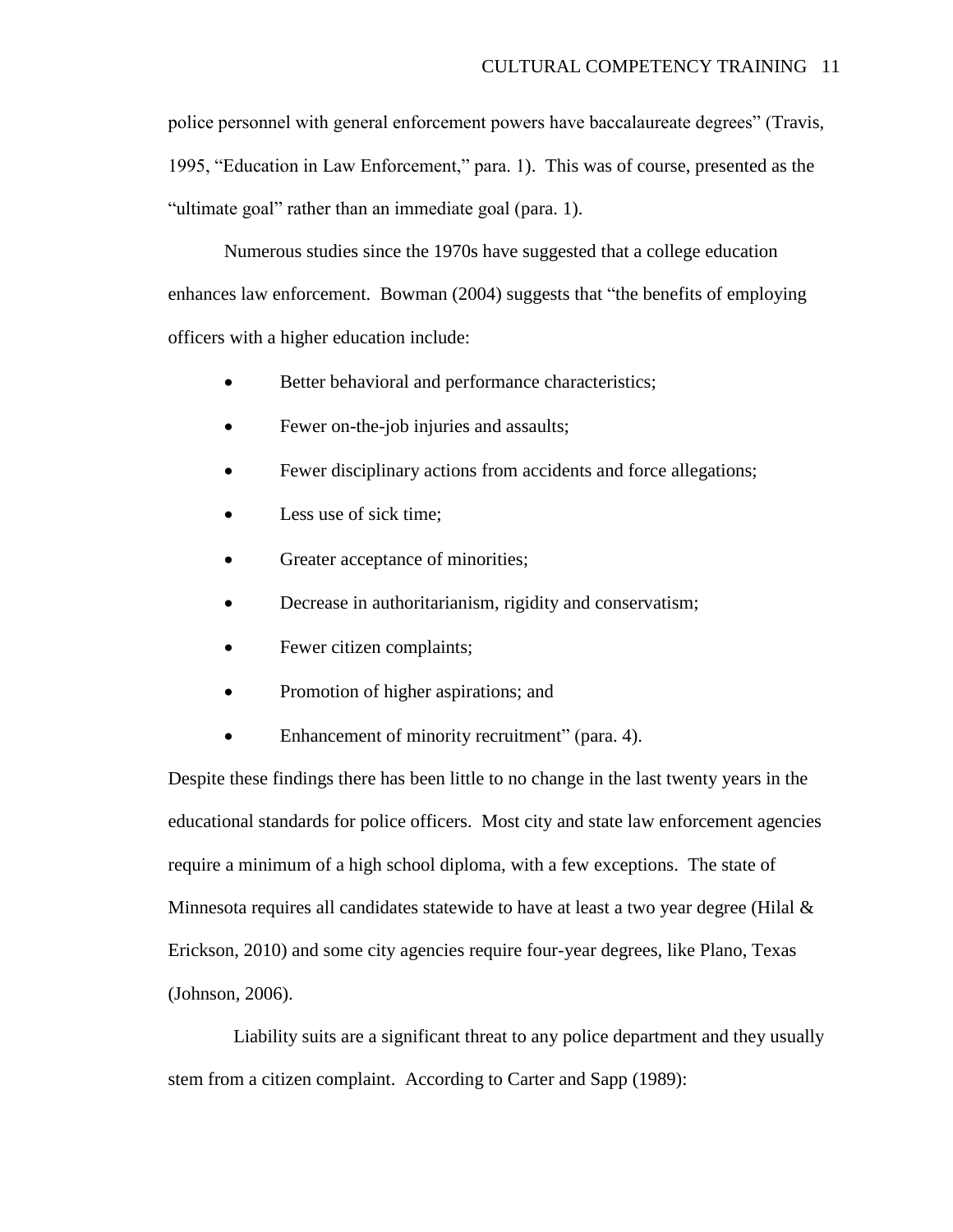police personnel with general enforcement powers have baccalaureate degrees" (Travis, 1995, "Education in Law Enforcement," para. 1). This was of course, presented as the "ultimate goal" rather than an immediate goal (para. 1).

Numerous studies since the 1970s have suggested that a college education enhances law enforcement. Bowman (2004) suggests that "the benefits of employing officers with a higher education include:

- Better behavioral and performance characteristics;
- Fewer on-the-job injuries and assaults;
- Fewer disciplinary actions from accidents and force allegations;
- Less use of sick time;
- Greater acceptance of minorities;
- Decrease in authoritarianism, rigidity and conservatism;
- Fewer citizen complaints;
- Promotion of higher aspirations; and
- Enhancement of minority recruitment" (para. 4).

Despite these findings there has been little to no change in the last twenty years in the educational standards for police officers. Most city and state law enforcement agencies require a minimum of a high school diploma, with a few exceptions. The state of Minnesota requires all candidates statewide to have at least a two year degree (Hilal & Erickson, 2010) and some city agencies require four-year degrees, like Plano, Texas (Johnson, 2006).

Liability suits are a significant threat to any police department and they usually stem from a citizen complaint. According to Carter and Sapp (1989):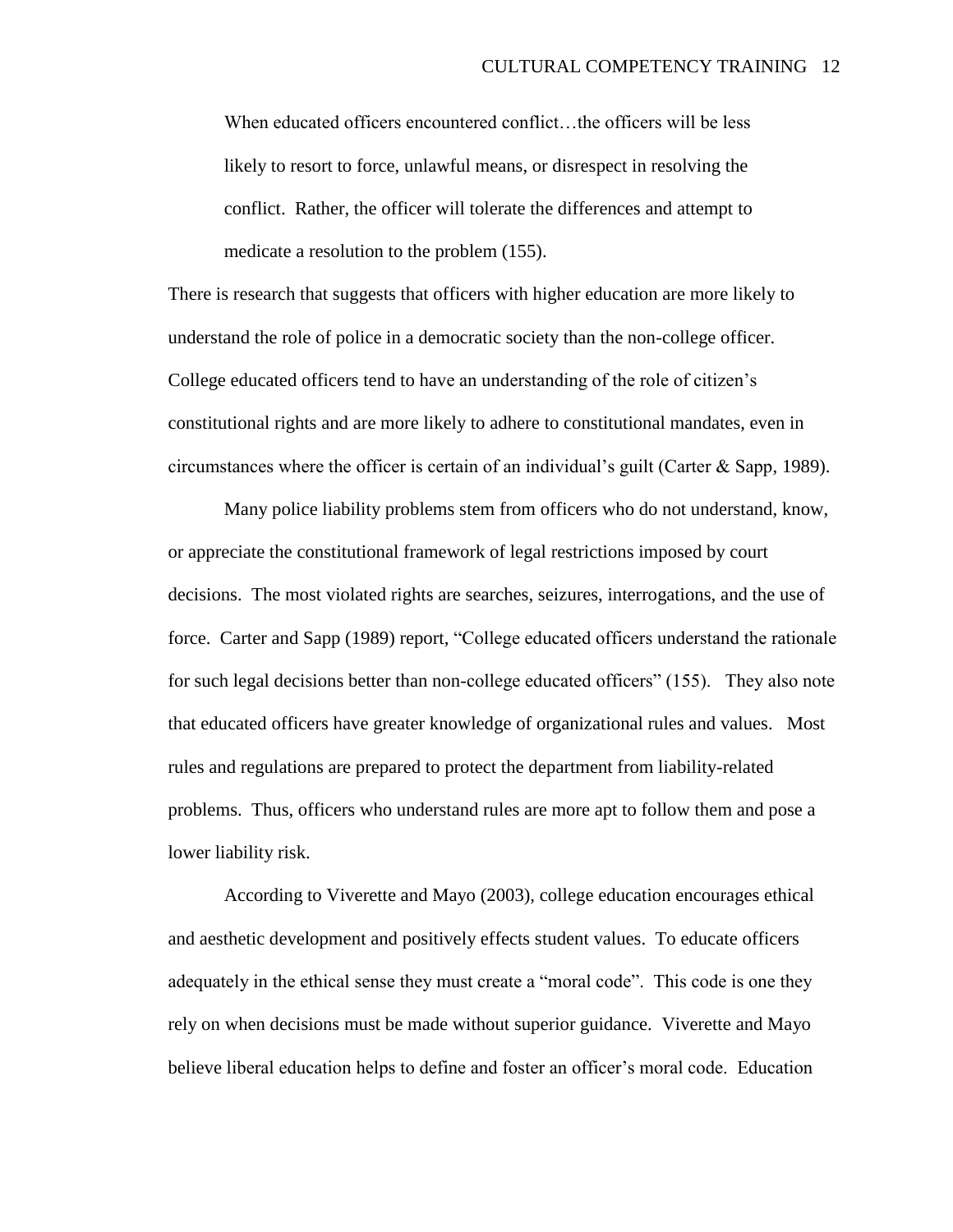> When educated officers encountered conflict…the officers will be less likely to resort to force, unlawful means, or disrespect in resolving the conflict. Rather, the officer will tolerate the differences and attempt to medicate a resolution to the problem (155).

There is research that suggests that officers with higher education are more likely to understand the role of police in a democratic society than the non-college officer. College educated officers tend to have an understanding of the role of citizen's constitutional rights and are more likely to adhere to constitutional mandates, even in circumstances where the officer is certain of an individual's guilt (Carter & Sapp, 1989).

Many police liability problems stem from officers who do not understand, know, or appreciate the constitutional framework of legal restrictions imposed by court decisions. The most violated rights are searches, seizures, interrogations, and the use of force. Carter and Sapp (1989) report, "College educated officers understand the rationale for such legal decisions better than non-college educated officers" (155). They also note that educated officers have greater knowledge of organizational rules and values. Most rules and regulations are prepared to protect the department from liability-related problems. Thus, officers who understand rules are more apt to follow them and pose a lower liability risk.

According to Viverette and Mayo (2003), college education encourages ethical and aesthetic development and positively effects student values. To educate officers adequately in the ethical sense they must create a "moral code". This code is one they rely on when decisions must be made without superior guidance. Viverette and Mayo believe liberal education helps to define and foster an officer's moral code. Education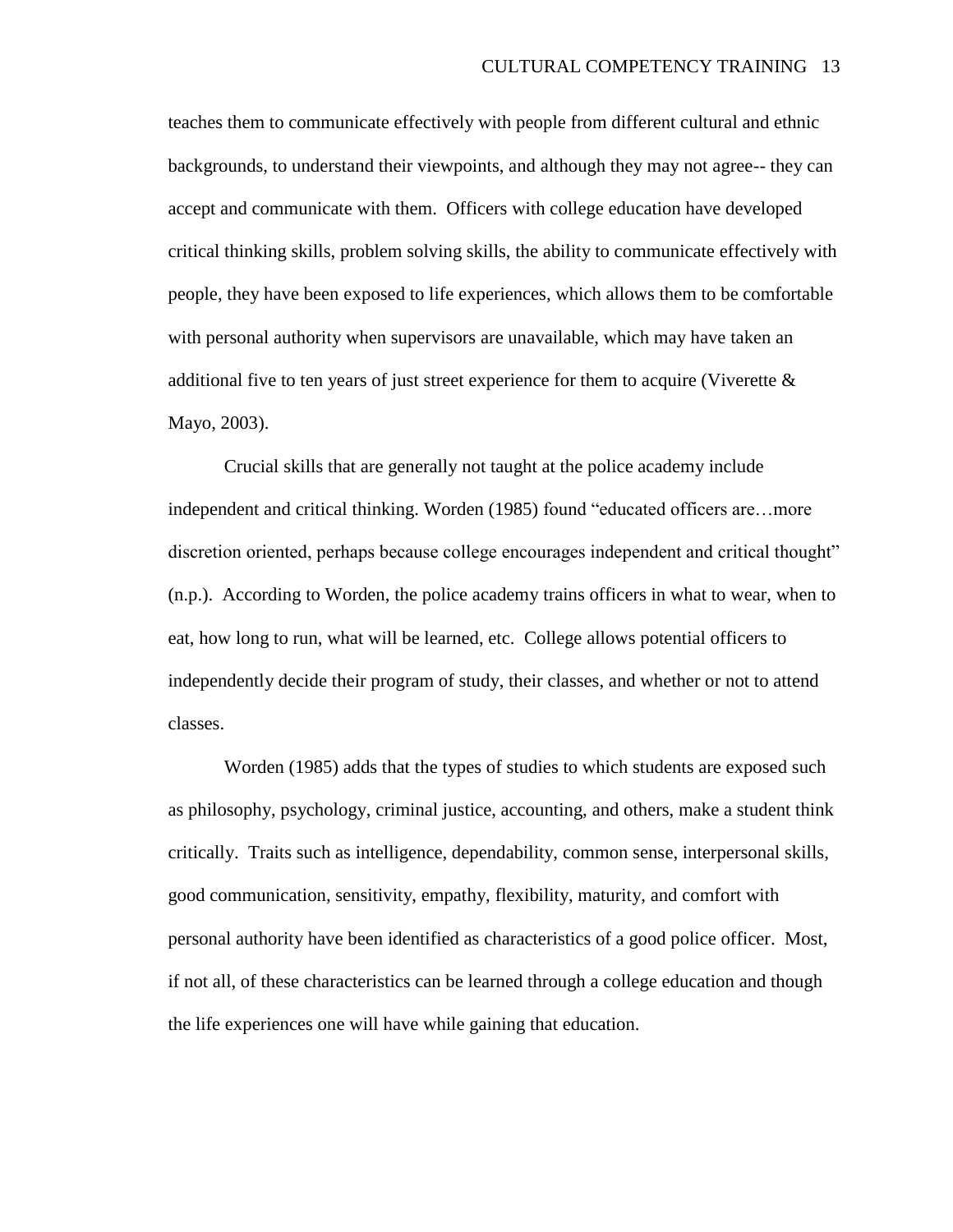teaches them to communicate effectively with people from different cultural and ethnic backgrounds, to understand their viewpoints, and although they may not agree-- they can accept and communicate with them. Officers with college education have developed critical thinking skills, problem solving skills, the ability to communicate effectively with people, they have been exposed to life experiences, which allows them to be comfortable with personal authority when supervisors are unavailable, which may have taken an additional five to ten years of just street experience for them to acquire (Viverette & Mayo, 2003).

Crucial skills that are generally not taught at the police academy include independent and critical thinking. Worden (1985) found "educated officers are…more discretion oriented, perhaps because college encourages independent and critical thought" (n.p.). According to Worden, the police academy trains officers in what to wear, when to eat, how long to run, what will be learned, etc. College allows potential officers to independently decide their program of study, their classes, and whether or not to attend classes.

Worden (1985) adds that the types of studies to which students are exposed such as philosophy, psychology, criminal justice, accounting, and others, make a student think critically. Traits such as intelligence, dependability, common sense, interpersonal skills, good communication, sensitivity, empathy, flexibility, maturity, and comfort with personal authority have been identified as characteristics of a good police officer. Most, if not all, of these characteristics can be learned through a college education and though the life experiences one will have while gaining that education.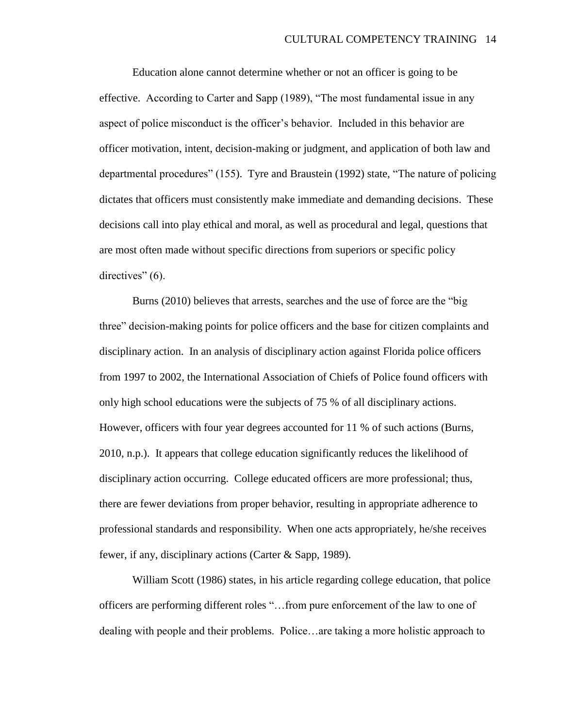Education alone cannot determine whether or not an officer is going to be effective. According to Carter and Sapp (1989), "The most fundamental issue in any aspect of police misconduct is the officer's behavior. Included in this behavior are officer motivation, intent, decision-making or judgment, and application of both law and departmental procedures" (155). Tyre and Braustein (1992) state, "The nature of policing dictates that officers must consistently make immediate and demanding decisions. These decisions call into play ethical and moral, as well as procedural and legal, questions that are most often made without specific directions from superiors or specific policy directives" (6).

Burns (2010) believes that arrests, searches and the use of force are the "big three" decision-making points for police officers and the base for citizen complaints and disciplinary action. In an analysis of disciplinary action against Florida police officers from 1997 to 2002, the International Association of Chiefs of Police found officers with only high school educations were the subjects of 75 % of all disciplinary actions. However, officers with four year degrees accounted for 11 % of such actions (Burns, 2010, n.p.). It appears that college education significantly reduces the likelihood of disciplinary action occurring. College educated officers are more professional; thus, there are fewer deviations from proper behavior, resulting in appropriate adherence to professional standards and responsibility. When one acts appropriately, he/she receives fewer, if any, disciplinary actions (Carter & Sapp, 1989).

William Scott (1986) states, in his article regarding college education, that police officers are performing different roles "…from pure enforcement of the law to one of dealing with people and their problems. Police…are taking a more holistic approach to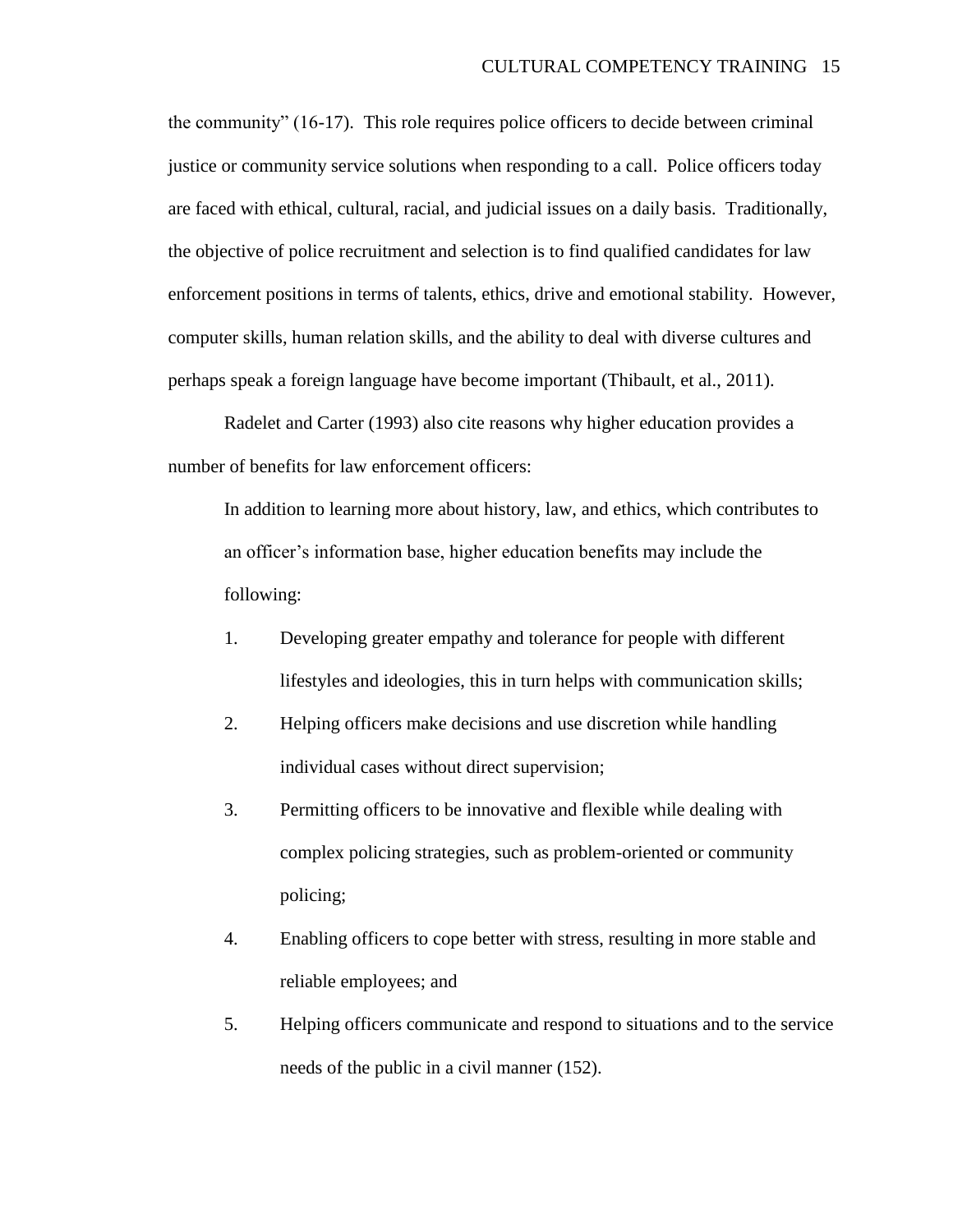the community" (16-17). This role requires police officers to decide between criminal justice or community service solutions when responding to a call. Police officers today are faced with ethical, cultural, racial, and judicial issues on a daily basis. Traditionally, the objective of police recruitment and selection is to find qualified candidates for law enforcement positions in terms of talents, ethics, drive and emotional stability. However, computer skills, human relation skills, and the ability to deal with diverse cultures and perhaps speak a foreign language have become important (Thibault, et al., 2011).

Radelet and Carter (1993) also cite reasons why higher education provides a number of benefits for law enforcement officers:

> In addition to learning more about history, law, and ethics, which contributes to an officer's information base, higher education benefits may include the following:
>
> 1. Developing greater empathy and tolerance for people with different lifestyles and ideologies, this in turn helps with communication skills;
> 2. Helping officers make decisions and use discretion while handling individual cases without direct supervision;
> 3. Permitting officers to be innovative and flexible while dealing with complex policing strategies, such as problem-oriented or community policing;
> 4. Enabling officers to cope better with stress, resulting in more stable and reliable employees; and
> 5. Helping officers communicate and respond to situations and to the service needs of the public in a civil manner (152).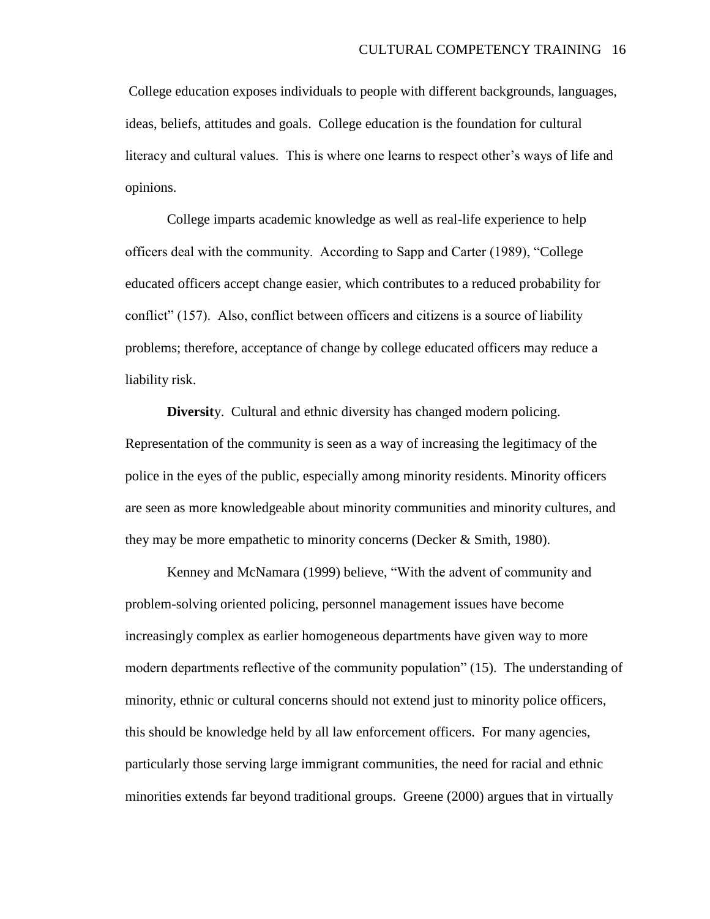College education exposes individuals to people with different backgrounds, languages, ideas, beliefs, attitudes and goals. College education is the foundation for cultural literacy and cultural values. This is where one learns to respect other's ways of life and opinions.

College imparts academic knowledge as well as real-life experience to help officers deal with the community. According to Sapp and Carter (1989), "College educated officers accept change easier, which contributes to a reduced probability for conflict" (157). Also, conflict between officers and citizens is a source of liability problems; therefore, acceptance of change by college educated officers may reduce a liability risk.

**Diversit**y. Cultural and ethnic diversity has changed modern policing. Representation of the community is seen as a way of increasing the legitimacy of the police in the eyes of the public, especially among minority residents. Minority officers are seen as more knowledgeable about minority communities and minority cultures, and they may be more empathetic to minority concerns (Decker & Smith, 1980).

Kenney and McNamara (1999) believe, "With the advent of community and problem-solving oriented policing, personnel management issues have become increasingly complex as earlier homogeneous departments have given way to more modern departments reflective of the community population" (15). The understanding of minority, ethnic or cultural concerns should not extend just to minority police officers, this should be knowledge held by all law enforcement officers. For many agencies, particularly those serving large immigrant communities, the need for racial and ethnic minorities extends far beyond traditional groups. Greene (2000) argues that in virtually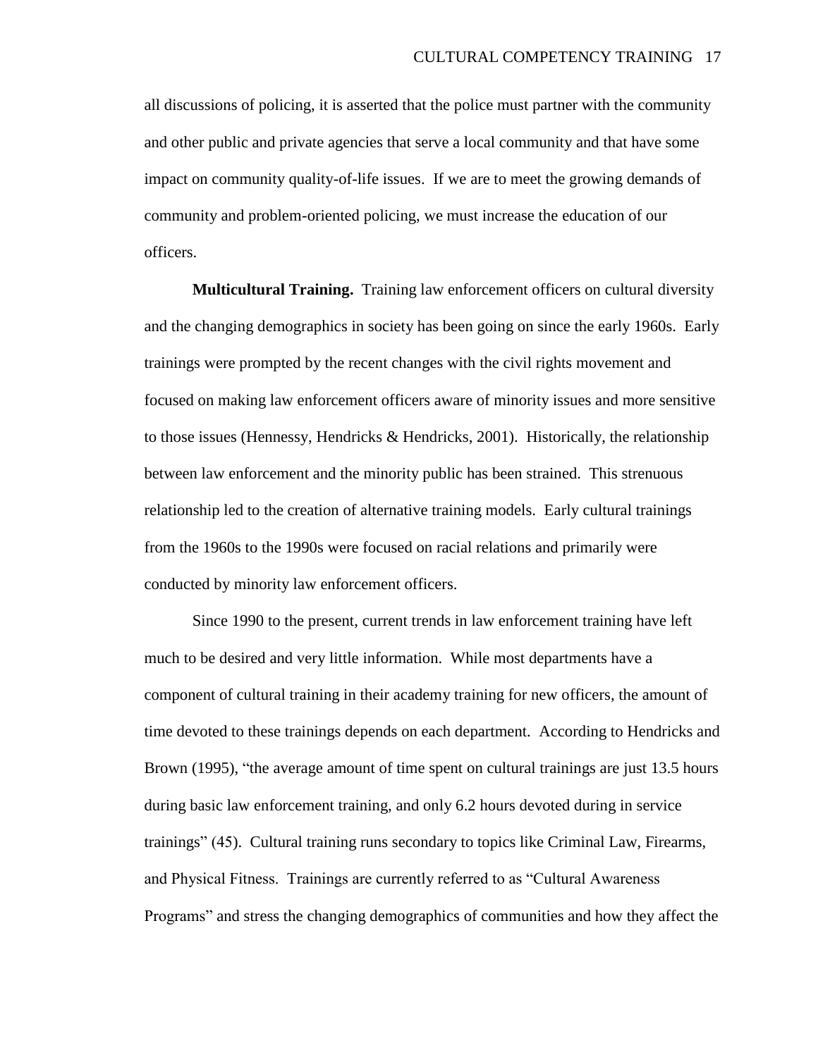all discussions of policing, it is asserted that the police must partner with the community and other public and private agencies that serve a local community and that have some impact on community quality-of-life issues. If we are to meet the growing demands of community and problem-oriented policing, we must increase the education of our officers.

**Multicultural Training.** Training law enforcement officers on cultural diversity and the changing demographics in society has been going on since the early 1960s. Early trainings were prompted by the recent changes with the civil rights movement and focused on making law enforcement officers aware of minority issues and more sensitive to those issues (Hennessy, Hendricks & Hendricks, 2001). Historically, the relationship between law enforcement and the minority public has been strained. This strenuous relationship led to the creation of alternative training models. Early cultural trainings from the 1960s to the 1990s were focused on racial relations and primarily were conducted by minority law enforcement officers.

Since 1990 to the present, current trends in law enforcement training have left much to be desired and very little information. While most departments have a component of cultural training in their academy training for new officers, the amount of time devoted to these trainings depends on each department. According to Hendricks and Brown (1995), "the average amount of time spent on cultural trainings are just 13.5 hours during basic law enforcement training, and only 6.2 hours devoted during in service trainings" (45). Cultural training runs secondary to topics like Criminal Law, Firearms, and Physical Fitness. Trainings are currently referred to as "Cultural Awareness Programs" and stress the changing demographics of communities and how they affect the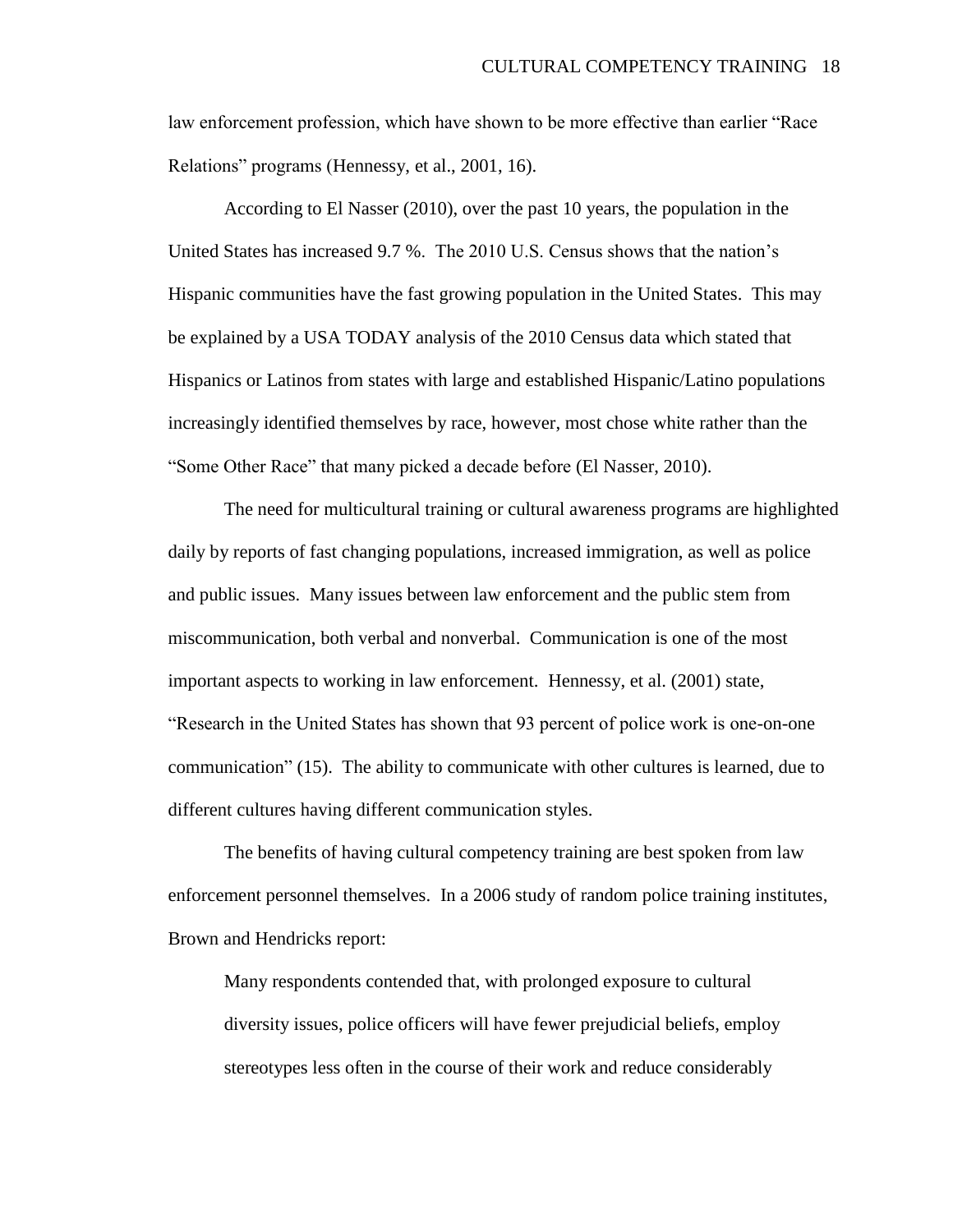law enforcement profession, which have shown to be more effective than earlier "Race Relations" programs (Hennessy, et al., 2001, 16).

According to El Nasser (2010), over the past 10 years, the population in the United States has increased 9.7 %. The 2010 U.S. Census shows that the nation's Hispanic communities have the fast growing population in the United States. This may be explained by a USA TODAY analysis of the 2010 Census data which stated that Hispanics or Latinos from states with large and established Hispanic/Latino populations increasingly identified themselves by race, however, most chose white rather than the "Some Other Race" that many picked a decade before (El Nasser, 2010).

The need for multicultural training or cultural awareness programs are highlighted daily by reports of fast changing populations, increased immigration, as well as police and public issues. Many issues between law enforcement and the public stem from miscommunication, both verbal and nonverbal. Communication is one of the most important aspects to working in law enforcement. Hennessy, et al. (2001) state, "Research in the United States has shown that 93 percent of police work is one-on-one communication" (15). The ability to communicate with other cultures is learned, due to different cultures having different communication styles.

The benefits of having cultural competency training are best spoken from law enforcement personnel themselves. In a 2006 study of random police training institutes, Brown and Hendricks report:

> Many respondents contended that, with prolonged exposure to cultural diversity issues, police officers will have fewer prejudicial beliefs, employ stereotypes less often in the course of their work and reduce considerably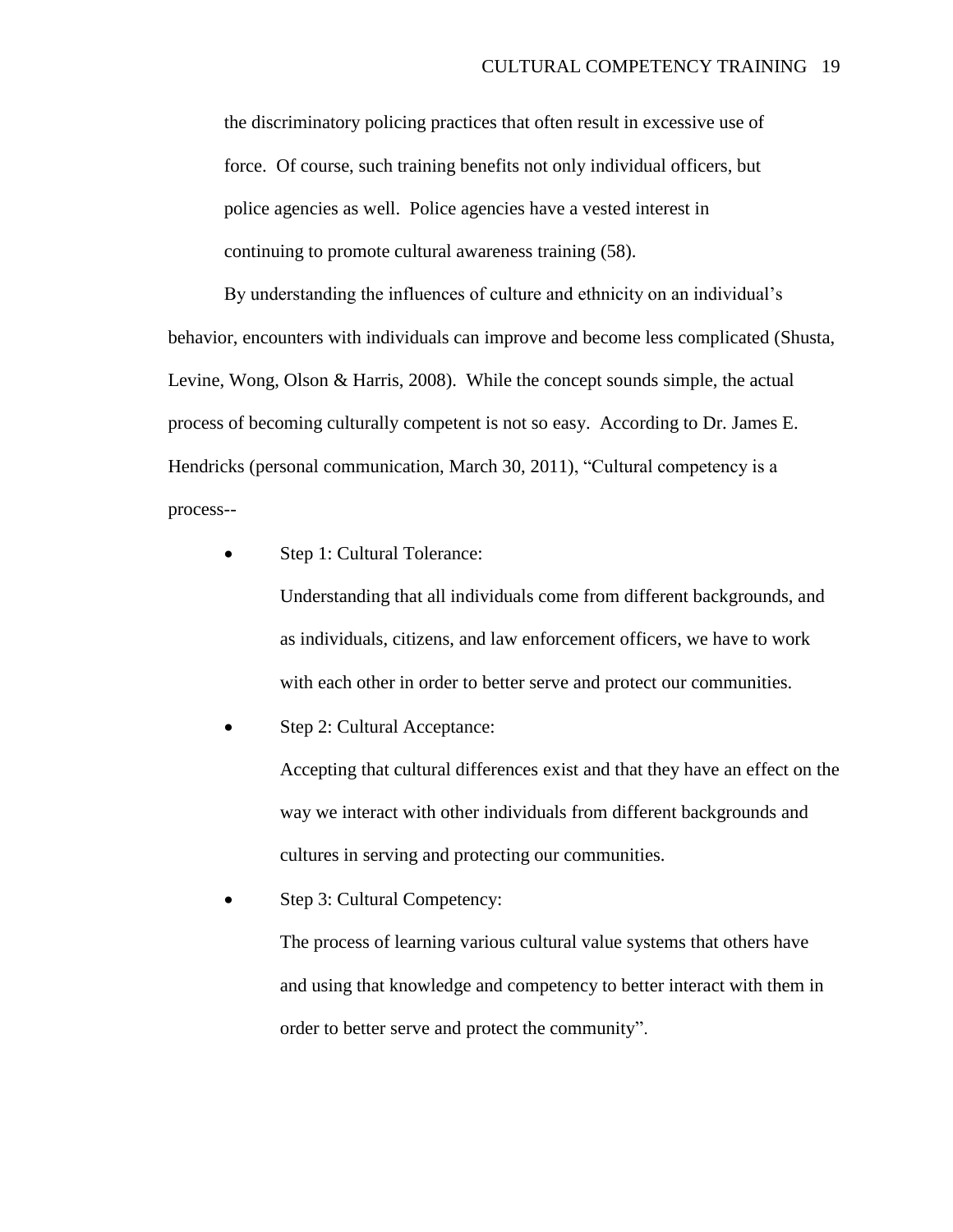> the discriminatory policing practices that often result in excessive use of force. Of course, such training benefits not only individual officers, but police agencies as well. Police agencies have a vested interest in continuing to promote cultural awareness training (58).

By understanding the influences of culture and ethnicity on an individual's behavior, encounters with individuals can improve and become less complicated (Shusta, Levine, Wong, Olson & Harris, 2008). While the concept sounds simple, the actual process of becoming culturally competent is not so easy. According to Dr. James E. Hendricks (personal communication, March 30, 2011), "Cultural competency is a process--

- Step 1: Cultural Tolerance:

  Understanding that all individuals come from different backgrounds, and as individuals, citizens, and law enforcement officers, we have to work with each other in order to better serve and protect our communities.

- Step 2: Cultural Acceptance:

  Accepting that cultural differences exist and that they have an effect on the way we interact with other individuals from different backgrounds and cultures in serving and protecting our communities.

- Step 3: Cultural Competency:

  The process of learning various cultural value systems that others have and using that knowledge and competency to better interact with them in order to better serve and protect the community".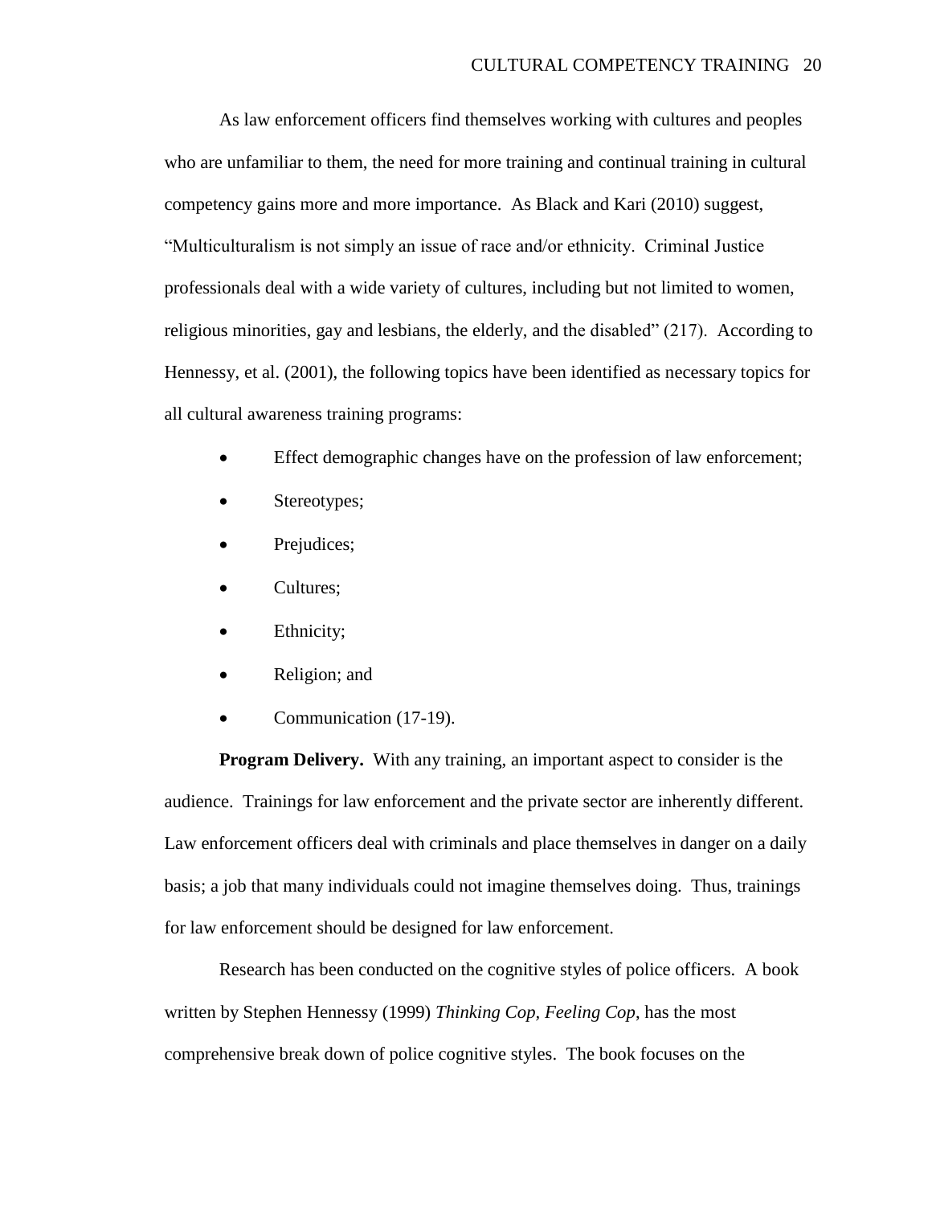As law enforcement officers find themselves working with cultures and peoples who are unfamiliar to them, the need for more training and continual training in cultural competency gains more and more importance. As Black and Kari (2010) suggest, "Multiculturalism is not simply an issue of race and/or ethnicity. Criminal Justice professionals deal with a wide variety of cultures, including but not limited to women, religious minorities, gay and lesbians, the elderly, and the disabled" (217). According to Hennessy, et al. (2001), the following topics have been identified as necessary topics for all cultural awareness training programs:

- Effect demographic changes have on the profession of law enforcement;
- Stereotypes;
- Prejudices;
- Cultures;
- Ethnicity;
- Religion; and
- Communication (17-19).

**Program Delivery.** With any training, an important aspect to consider is the audience. Trainings for law enforcement and the private sector are inherently different. Law enforcement officers deal with criminals and place themselves in danger on a daily basis; a job that many individuals could not imagine themselves doing. Thus, trainings for law enforcement should be designed for law enforcement.

Research has been conducted on the cognitive styles of police officers. A book written by Stephen Hennessy (1999) *Thinking Cop, Feeling Cop*, has the most comprehensive break down of police cognitive styles. The book focuses on the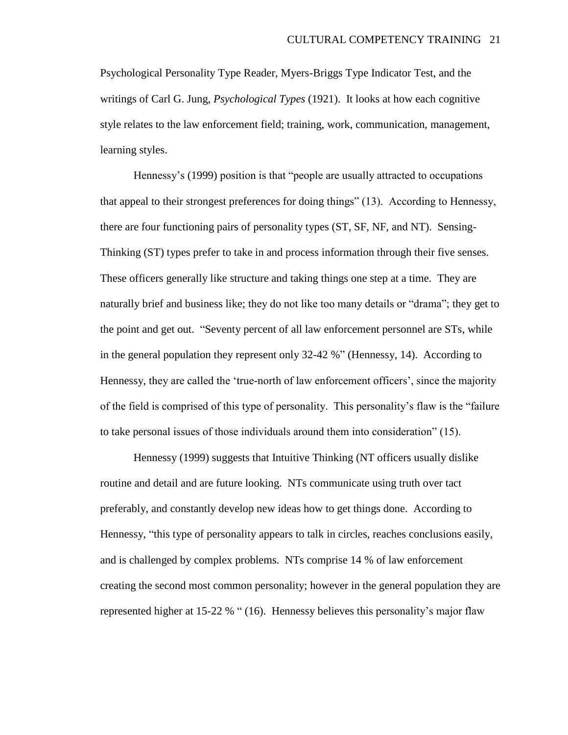Psychological Personality Type Reader, Myers-Briggs Type Indicator Test, and the writings of Carl G. Jung, *Psychological Types* (1921). It looks at how each cognitive style relates to the law enforcement field; training, work, communication, management, learning styles.

Hennessy's (1999) position is that "people are usually attracted to occupations that appeal to their strongest preferences for doing things" (13). According to Hennessy, there are four functioning pairs of personality types (ST, SF, NF, and NT). Sensing-Thinking (ST) types prefer to take in and process information through their five senses. These officers generally like structure and taking things one step at a time. They are naturally brief and business like; they do not like too many details or "drama"; they get to the point and get out. "Seventy percent of all law enforcement personnel are STs, while in the general population they represent only 32-42 %" (Hennessy, 14). According to Hennessy, they are called the 'true-north of law enforcement officers', since the majority of the field is comprised of this type of personality. This personality's flaw is the "failure to take personal issues of those individuals around them into consideration" (15).

Hennessy (1999) suggests that Intuitive Thinking (NT officers usually dislike routine and detail and are future looking. NTs communicate using truth over tact preferably, and constantly develop new ideas how to get things done. According to Hennessy, "this type of personality appears to talk in circles, reaches conclusions easily, and is challenged by complex problems. NTs comprise 14 % of law enforcement creating the second most common personality; however in the general population they are represented higher at 15-22 % " (16). Hennessy believes this personality's major flaw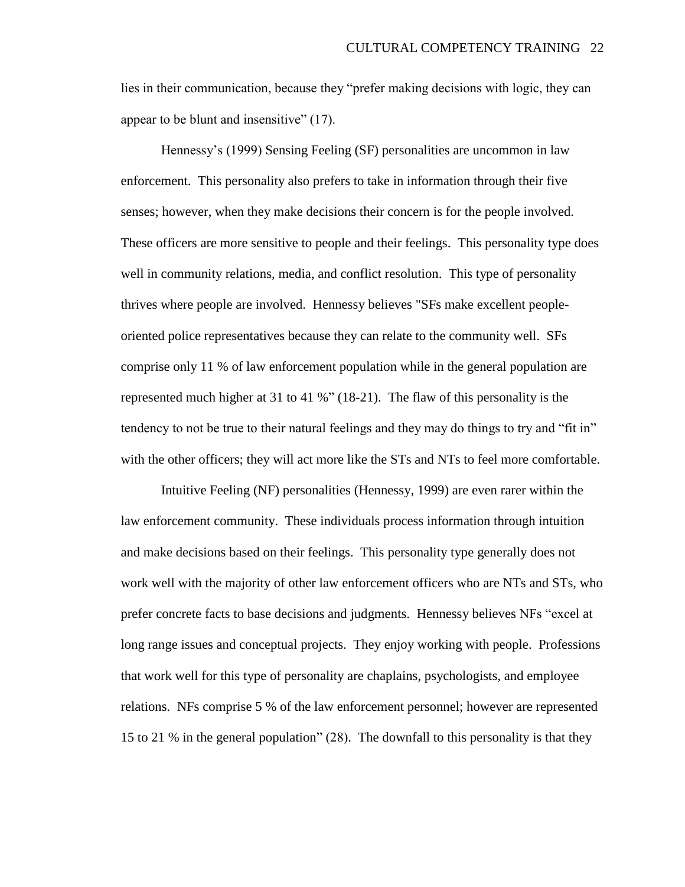lies in their communication, because they "prefer making decisions with logic, they can appear to be blunt and insensitive" (17).

Hennessy's (1999) Sensing Feeling (SF) personalities are uncommon in law enforcement. This personality also prefers to take in information through their five senses; however, when they make decisions their concern is for the people involved. These officers are more sensitive to people and their feelings. This personality type does well in community relations, media, and conflict resolution. This type of personality thrives where people are involved. Hennessy believes "SFs make excellent people-oriented police representatives because they can relate to the community well. SFs comprise only 11 % of law enforcement population while in the general population are represented much higher at 31 to 41 %" (18-21). The flaw of this personality is the tendency to not be true to their natural feelings and they may do things to try and "fit in" with the other officers; they will act more like the STs and NTs to feel more comfortable.

Intuitive Feeling (NF) personalities (Hennessy, 1999) are even rarer within the law enforcement community. These individuals process information through intuition and make decisions based on their feelings. This personality type generally does not work well with the majority of other law enforcement officers who are NTs and STs, who prefer concrete facts to base decisions and judgments. Hennessy believes NFs "excel at long range issues and conceptual projects. They enjoy working with people. Professions that work well for this type of personality are chaplains, psychologists, and employee relations. NFs comprise 5 % of the law enforcement personnel; however are represented 15 to 21 % in the general population" (28). The downfall to this personality is that they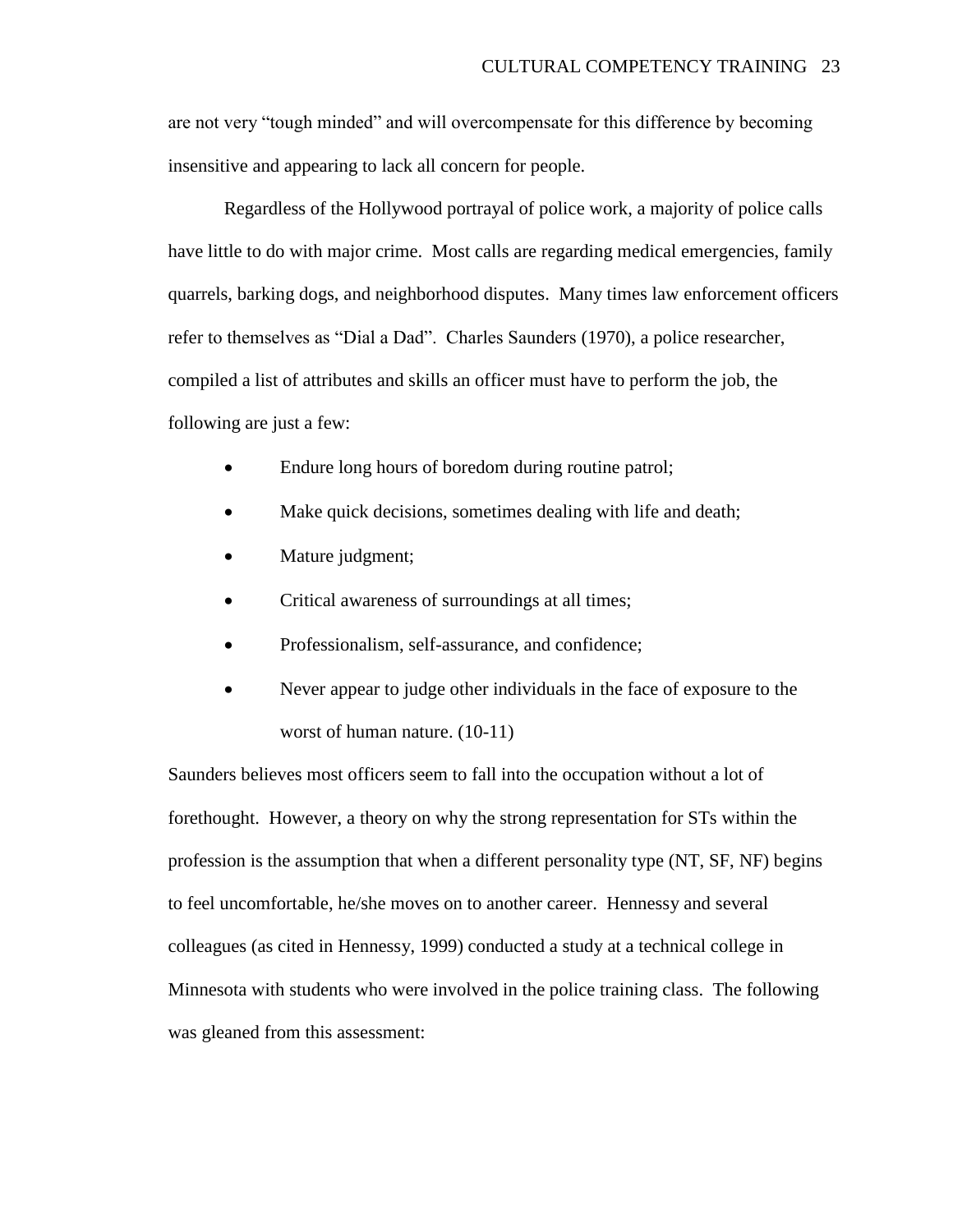are not very "tough minded" and will overcompensate for this difference by becoming insensitive and appearing to lack all concern for people.

Regardless of the Hollywood portrayal of police work, a majority of police calls have little to do with major crime. Most calls are regarding medical emergencies, family quarrels, barking dogs, and neighborhood disputes. Many times law enforcement officers refer to themselves as "Dial a Dad". Charles Saunders (1970), a police researcher, compiled a list of attributes and skills an officer must have to perform the job, the following are just a few:

- Endure long hours of boredom during routine patrol;
- Make quick decisions, sometimes dealing with life and death;
- Mature judgment;
- Critical awareness of surroundings at all times;
- Professionalism, self-assurance, and confidence;
- Never appear to judge other individuals in the face of exposure to the worst of human nature. (10-11)

Saunders believes most officers seem to fall into the occupation without a lot of forethought. However, a theory on why the strong representation for STs within the profession is the assumption that when a different personality type (NT, SF, NF) begins to feel uncomfortable, he/she moves on to another career. Hennessy and several colleagues (as cited in Hennessy, 1999) conducted a study at a technical college in Minnesota with students who were involved in the police training class. The following was gleaned from this assessment: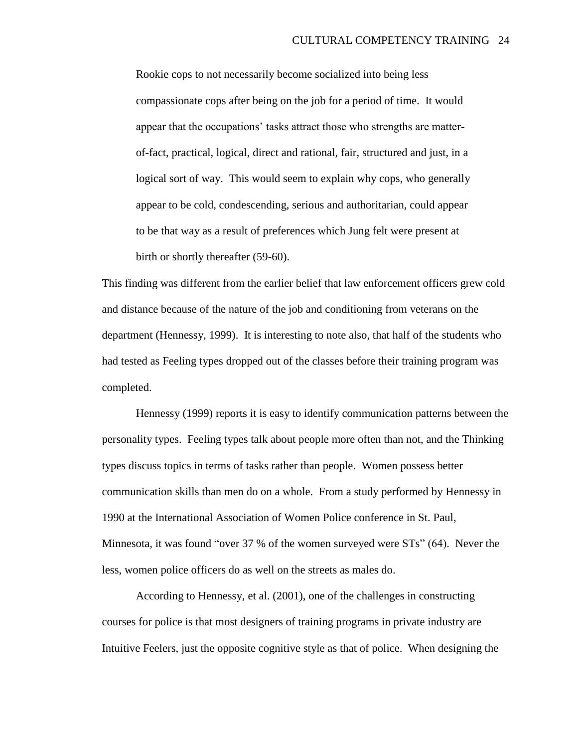> Rookie cops to not necessarily become socialized into being less compassionate cops after being on the job for a period of time. It would appear that the occupations' tasks attract those who strengths are matter-of-fact, practical, logical, direct and rational, fair, structured and just, in a logical sort of way. This would seem to explain why cops, who generally appear to be cold, condescending, serious and authoritarian, could appear to be that way as a result of preferences which Jung felt were present at birth or shortly thereafter (59-60).

This finding was different from the earlier belief that law enforcement officers grew cold and distance because of the nature of the job and conditioning from veterans on the department (Hennessy, 1999). It is interesting to note also, that half of the students who had tested as Feeling types dropped out of the classes before their training program was completed.

Hennessy (1999) reports it is easy to identify communication patterns between the personality types. Feeling types talk about people more often than not, and the Thinking types discuss topics in terms of tasks rather than people. Women possess better communication skills than men do on a whole. From a study performed by Hennessy in 1990 at the International Association of Women Police conference in St. Paul, Minnesota, it was found "over 37 % of the women surveyed were STs" (64). Never the less, women police officers do as well on the streets as males do.

According to Hennessy, et al. (2001), one of the challenges in constructing courses for police is that most designers of training programs in private industry are Intuitive Feelers, just the opposite cognitive style as that of police. When designing the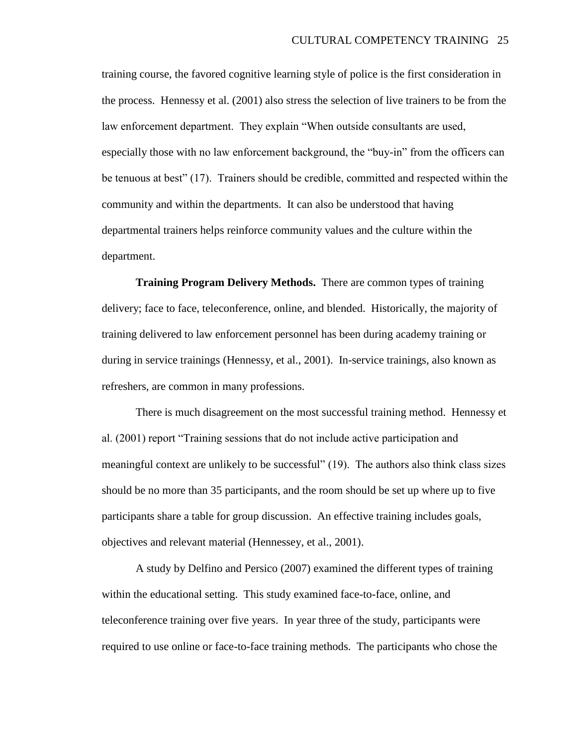training course, the favored cognitive learning style of police is the first consideration in the process. Hennessy et al. (2001) also stress the selection of live trainers to be from the law enforcement department. They explain "When outside consultants are used, especially those with no law enforcement background, the "buy-in" from the officers can be tenuous at best" (17). Trainers should be credible, committed and respected within the community and within the departments. It can also be understood that having departmental trainers helps reinforce community values and the culture within the department.

**Training Program Delivery Methods.** There are common types of training delivery; face to face, teleconference, online, and blended. Historically, the majority of training delivered to law enforcement personnel has been during academy training or during in service trainings (Hennessy, et al., 2001). In-service trainings, also known as refreshers, are common in many professions.

There is much disagreement on the most successful training method. Hennessy et al. (2001) report "Training sessions that do not include active participation and meaningful context are unlikely to be successful" (19). The authors also think class sizes should be no more than 35 participants, and the room should be set up where up to five participants share a table for group discussion. An effective training includes goals, objectives and relevant material (Hennessey, et al., 2001).

A study by Delfino and Persico (2007) examined the different types of training within the educational setting. This study examined face-to-face, online, and teleconference training over five years. In year three of the study, participants were required to use online or face-to-face training methods. The participants who chose the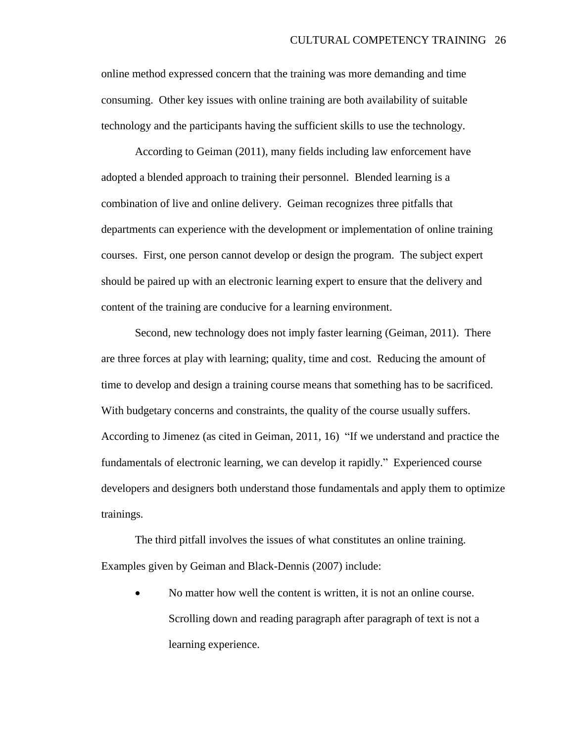online method expressed concern that the training was more demanding and time consuming. Other key issues with online training are both availability of suitable technology and the participants having the sufficient skills to use the technology.

According to Geiman (2011), many fields including law enforcement have adopted a blended approach to training their personnel. Blended learning is a combination of live and online delivery. Geiman recognizes three pitfalls that departments can experience with the development or implementation of online training courses. First, one person cannot develop or design the program. The subject expert should be paired up with an electronic learning expert to ensure that the delivery and content of the training are conducive for a learning environment.

Second, new technology does not imply faster learning (Geiman, 2011). There are three forces at play with learning; quality, time and cost. Reducing the amount of time to develop and design a training course means that something has to be sacrificed. With budgetary concerns and constraints, the quality of the course usually suffers. According to Jimenez (as cited in Geiman, 2011, 16) "If we understand and practice the fundamentals of electronic learning, we can develop it rapidly." Experienced course developers and designers both understand those fundamentals and apply them to optimize trainings.

The third pitfall involves the issues of what constitutes an online training. Examples given by Geiman and Black-Dennis (2007) include:

- No matter how well the content is written, it is not an online course. Scrolling down and reading paragraph after paragraph of text is not a learning experience.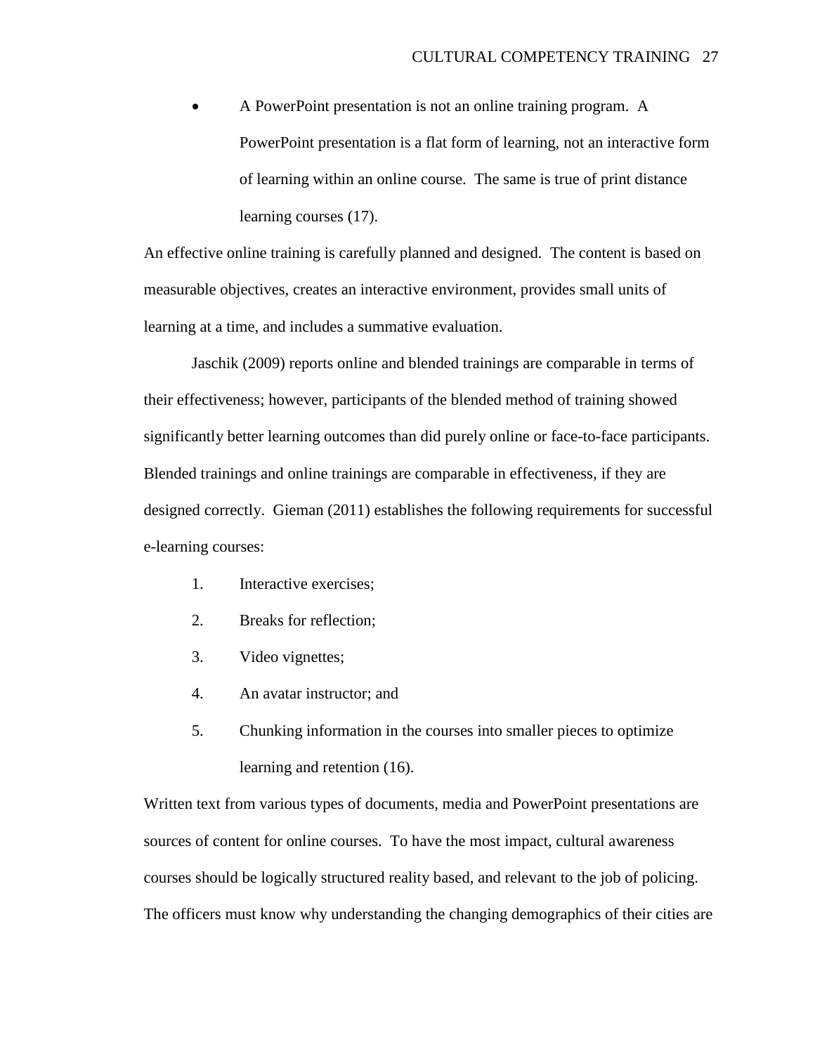- A PowerPoint presentation is not an online training program. A PowerPoint presentation is a flat form of learning, not an interactive form of learning within an online course. The same is true of print distance learning courses (17).

An effective online training is carefully planned and designed. The content is based on measurable objectives, creates an interactive environment, provides small units of learning at a time, and includes a summative evaluation.

Jaschik (2009) reports online and blended trainings are comparable in terms of their effectiveness; however, participants of the blended method of training showed significantly better learning outcomes than did purely online or face-to-face participants. Blended trainings and online trainings are comparable in effectiveness, if they are designed correctly. Gieman (2011) establishes the following requirements for successful e-learning courses:

1. Interactive exercises;
2. Breaks for reflection;
3. Video vignettes;
4. An avatar instructor; and
5. Chunking information in the courses into smaller pieces to optimize learning and retention (16).

Written text from various types of documents, media and PowerPoint presentations are sources of content for online courses. To have the most impact, cultural awareness courses should be logically structured reality based, and relevant to the job of policing. The officers must know why understanding the changing demographics of their cities are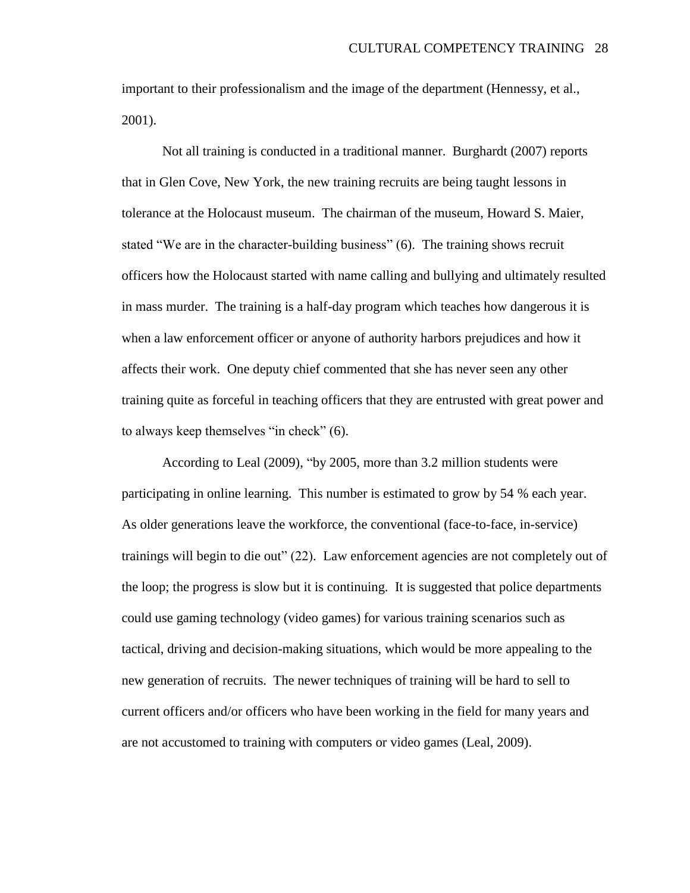important to their professionalism and the image of the department (Hennessy, et al., 2001).

Not all training is conducted in a traditional manner. Burghardt (2007) reports that in Glen Cove, New York, the new training recruits are being taught lessons in tolerance at the Holocaust museum. The chairman of the museum, Howard S. Maier, stated "We are in the character-building business" (6). The training shows recruit officers how the Holocaust started with name calling and bullying and ultimately resulted in mass murder. The training is a half-day program which teaches how dangerous it is when a law enforcement officer or anyone of authority harbors prejudices and how it affects their work. One deputy chief commented that she has never seen any other training quite as forceful in teaching officers that they are entrusted with great power and to always keep themselves "in check" (6).

According to Leal (2009), "by 2005, more than 3.2 million students were participating in online learning. This number is estimated to grow by 54 % each year. As older generations leave the workforce, the conventional (face-to-face, in-service) trainings will begin to die out" (22). Law enforcement agencies are not completely out of the loop; the progress is slow but it is continuing. It is suggested that police departments could use gaming technology (video games) for various training scenarios such as tactical, driving and decision-making situations, which would be more appealing to the new generation of recruits. The newer techniques of training will be hard to sell to current officers and/or officers who have been working in the field for many years and are not accustomed to training with computers or video games (Leal, 2009).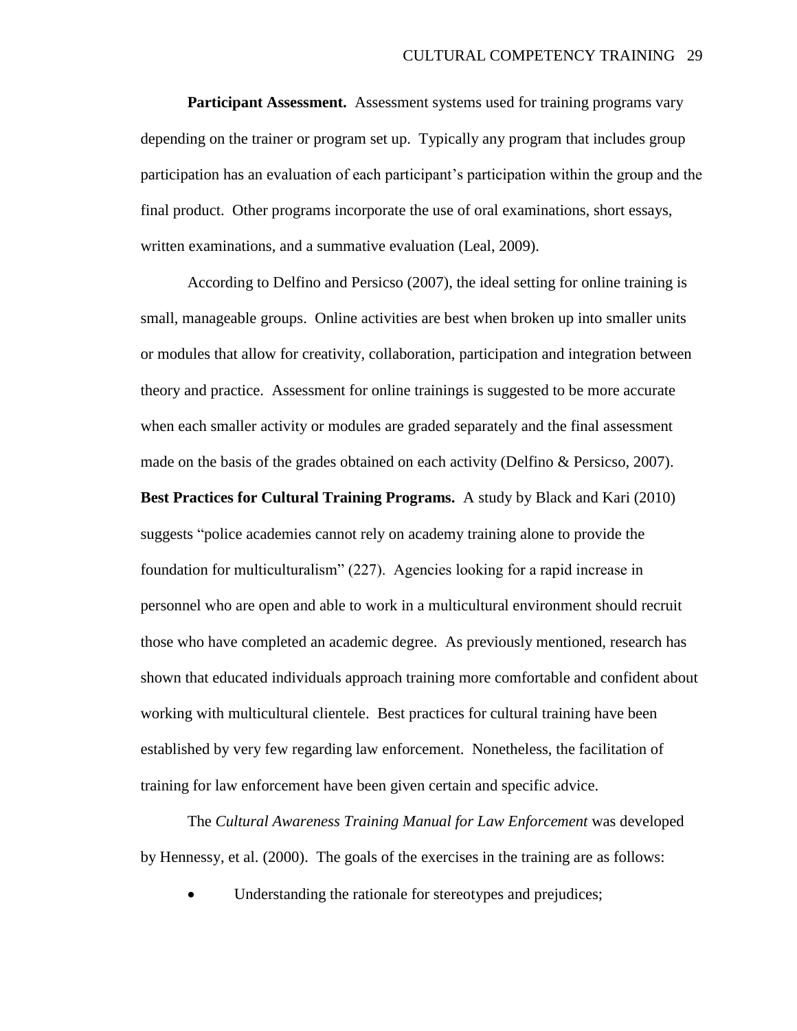**Participant Assessment.** Assessment systems used for training programs vary depending on the trainer or program set up. Typically any program that includes group participation has an evaluation of each participant's participation within the group and the final product. Other programs incorporate the use of oral examinations, short essays, written examinations, and a summative evaluation (Leal, 2009).

According to Delfino and Persicso (2007), the ideal setting for online training is small, manageable groups. Online activities are best when broken up into smaller units or modules that allow for creativity, collaboration, participation and integration between theory and practice. Assessment for online trainings is suggested to be more accurate when each smaller activity or modules are graded separately and the final assessment made on the basis of the grades obtained on each activity (Delfino & Persicso, 2007).

**Best Practices for Cultural Training Programs.** A study by Black and Kari (2010) suggests "police academies cannot rely on academy training alone to provide the foundation for multiculturalism" (227). Agencies looking for a rapid increase in personnel who are open and able to work in a multicultural environment should recruit those who have completed an academic degree. As previously mentioned, research has shown that educated individuals approach training more comfortable and confident about working with multicultural clientele. Best practices for cultural training have been established by very few regarding law enforcement. Nonetheless, the facilitation of training for law enforcement have been given certain and specific advice.

The *Cultural Awareness Training Manual for Law Enforcement* was developed by Hennessy, et al. (2000). The goals of the exercises in the training are as follows:

- Understanding the rationale for stereotypes and prejudices;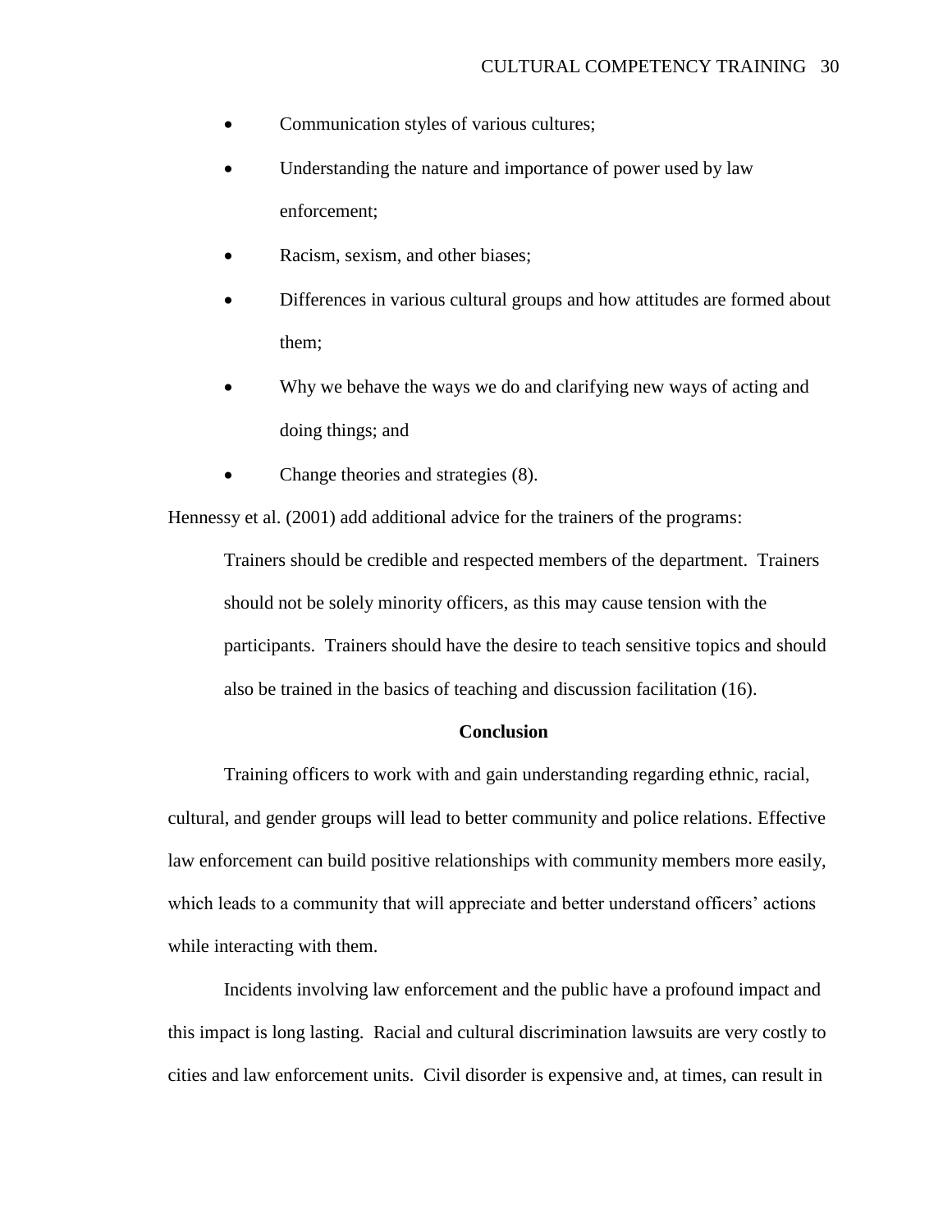- Communication styles of various cultures;
- Understanding the nature and importance of power used by law enforcement;
- Racism, sexism, and other biases;
- Differences in various cultural groups and how attitudes are formed about them;
- Why we behave the ways we do and clarifying new ways of acting and doing things; and
- Change theories and strategies (8).

Hennessy et al. (2001) add additional advice for the trainers of the programs:

> Trainers should be credible and respected members of the department. Trainers should not be solely minority officers, as this may cause tension with the participants. Trainers should have the desire to teach sensitive topics and should also be trained in the basics of teaching and discussion facilitation (16).

## Conclusion

Training officers to work with and gain understanding regarding ethnic, racial, cultural, and gender groups will lead to better community and police relations. Effective law enforcement can build positive relationships with community members more easily, which leads to a community that will appreciate and better understand officers' actions while interacting with them.

Incidents involving law enforcement and the public have a profound impact and this impact is long lasting. Racial and cultural discrimination lawsuits are very costly to cities and law enforcement units. Civil disorder is expensive and, at times, can result in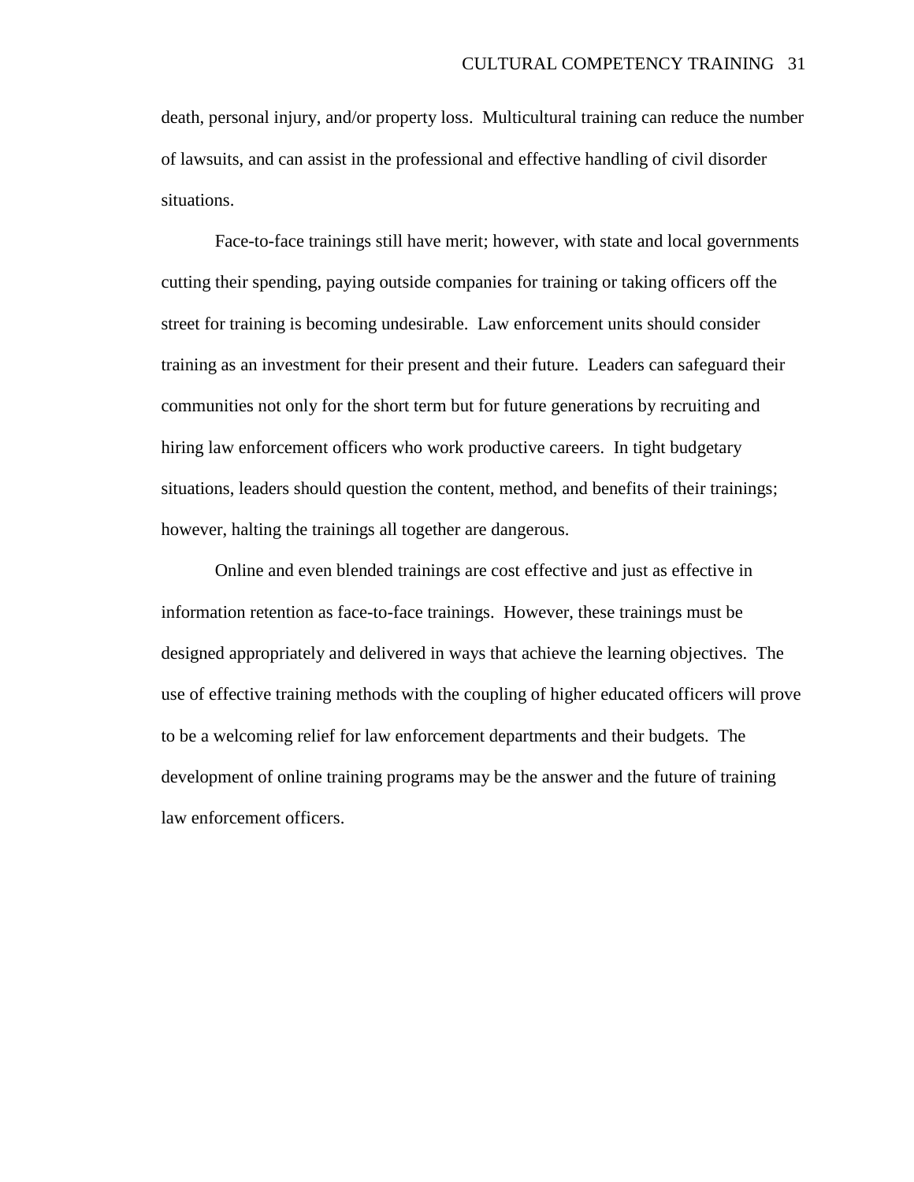death, personal injury, and/or property loss. Multicultural training can reduce the number of lawsuits, and can assist in the professional and effective handling of civil disorder situations.

Face-to-face trainings still have merit; however, with state and local governments cutting their spending, paying outside companies for training or taking officers off the street for training is becoming undesirable. Law enforcement units should consider training as an investment for their present and their future. Leaders can safeguard their communities not only for the short term but for future generations by recruiting and hiring law enforcement officers who work productive careers. In tight budgetary situations, leaders should question the content, method, and benefits of their trainings; however, halting the trainings all together are dangerous.

Online and even blended trainings are cost effective and just as effective in information retention as face-to-face trainings. However, these trainings must be designed appropriately and delivered in ways that achieve the learning objectives. The use of effective training methods with the coupling of higher educated officers will prove to be a welcoming relief for law enforcement departments and their budgets. The development of online training programs may be the answer and the future of training law enforcement officers.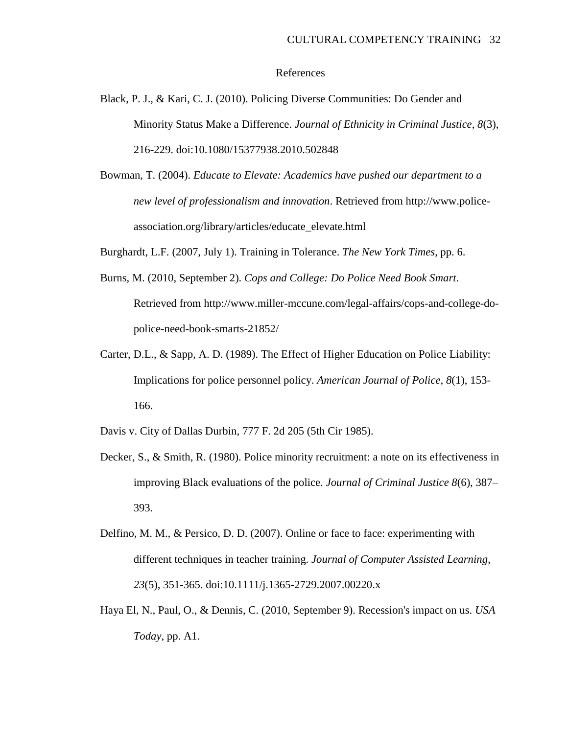# References

Black, P. J., & Kari, C. J. (2010). Policing Diverse Communities: Do Gender and Minority Status Make a Difference. *Journal of Ethnicity in Criminal Justice*, *8*(3), 216-229. doi:10.1080/15377938.2010.502848

Bowman, T. (2004). *Educate to Elevate: Academics have pushed our department to a new level of professionalism and innovation*. Retrieved from http://www.police-association.org/library/articles/educate_elevate.html

Burghardt, L.F. (2007, July 1). Training in Tolerance. *The New York Times*, pp. 6.

Burns, M. (2010, September 2). *Cops and College: Do Police Need Book Smart*. Retrieved from http://www.miller-mccune.com/legal-affairs/cops-and-college-do-police-need-book-smarts-21852/

Carter, D.L., & Sapp, A. D. (1989). The Effect of Higher Education on Police Liability: Implications for police personnel policy. *American Journal of Police*, *8*(1), 153-166.

Davis v. City of Dallas Durbin, 777 F. 2d 205 (5th Cir 1985).

Decker, S., & Smith, R. (1980). Police minority recruitment: a note on its effectiveness in improving Black evaluations of the police. *Journal of Criminal Justice 8*(6), 387–393.

Delfino, M. M., & Persico, D. D. (2007). Online or face to face: experimenting with different techniques in teacher training. *Journal of Computer Assisted Learning*, *23*(5), 351-365. doi:10.1111/j.1365-2729.2007.00220.x

Haya El, N., Paul, O., & Dennis, C. (2010, September 9). Recession's impact on us. *USA Today*, pp. A1.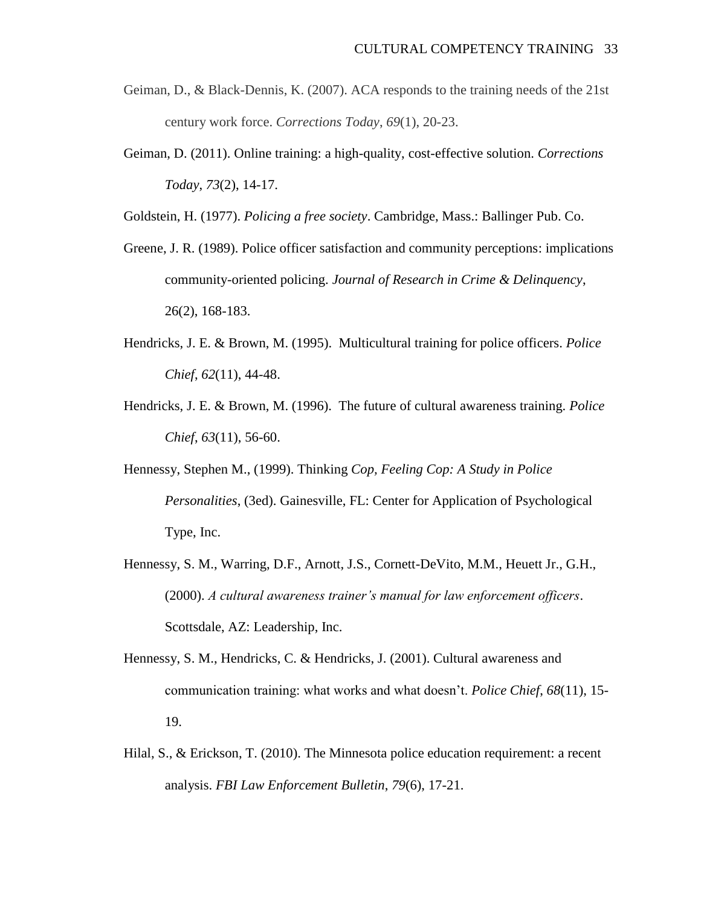Geiman, D., & Black-Dennis, K. (2007). ACA responds to the training needs of the 21st century work force. *Corrections Today*, *69*(1), 20-23.

Geiman, D. (2011). Online training: a high-quality, cost-effective solution. *Corrections Today*, *73*(2), 14-17.

Goldstein, H. (1977). *Policing a free society*. Cambridge, Mass.: Ballinger Pub. Co.

Greene, J. R. (1989). Police officer satisfaction and community perceptions: implications community-oriented policing. *Journal of Research in Crime & Delinquency*, 26(2), 168-183.

Hendricks, J. E. & Brown, M. (1995). Multicultural training for police officers. *Police Chief*, *62*(11), 44-48.

Hendricks, J. E. & Brown, M. (1996). The future of cultural awareness training. *Police Chief*, *63*(11), 56-60.

Hennessy, Stephen M., (1999). Thinking *Cop, Feeling Cop: A Study in Police Personalities*, (3ed). Gainesville, FL: Center for Application of Psychological Type, Inc.

Hennessy, S. M., Warring, D.F., Arnott, J.S., Cornett-DeVito, M.M., Heuett Jr., G.H., (2000). *A cultural awareness trainer's manual for law enforcement officers*. Scottsdale, AZ: Leadership, Inc.

Hennessy, S. M., Hendricks, C. & Hendricks, J. (2001). Cultural awareness and communication training: what works and what doesn't. *Police Chief*, *68*(11), 15-19.

Hilal, S., & Erickson, T. (2010). The Minnesota police education requirement: a recent analysis. *FBI Law Enforcement Bulletin*, *79*(6), 17-21.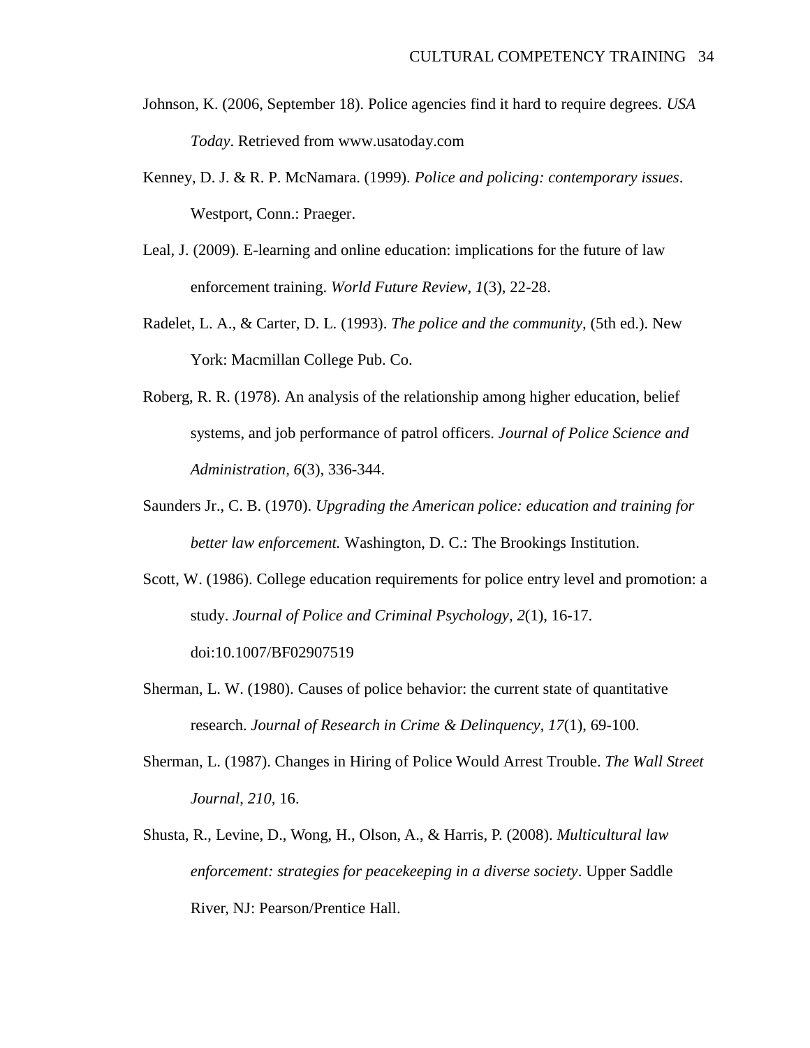Johnson, K. (2006, September 18). Police agencies find it hard to require degrees. *USA Today*. Retrieved from www.usatoday.com

Kenney, D. J. & R. P. McNamara. (1999). *Police and policing: contemporary issues*. Westport, Conn.: Praeger.

Leal, J. (2009). E-learning and online education: implications for the future of law enforcement training. *World Future Review, 1*(3), 22-28.

Radelet, L. A., & Carter, D. L. (1993). *The police and the community,* (5th ed.). New York: Macmillan College Pub. Co.

Roberg, R. R. (1978). An analysis of the relationship among higher education, belief systems, and job performance of patrol officers. *Journal of Police Science and Administration, 6*(3), 336-344.

Saunders Jr., C. B. (1970). *Upgrading the American police: education and training for better law enforcement.* Washington, D. C.: The Brookings Institution.

Scott, W. (1986). College education requirements for police entry level and promotion: a study. *Journal of Police and Criminal Psychology, 2*(1), 16-17. doi:10.1007/BF02907519

Sherman, L. W. (1980). Causes of police behavior: the current state of quantitative research. *Journal of Research in Crime & Delinquency*, *17*(1), 69-100.

Sherman, L. (1987). Changes in Hiring of Police Would Arrest Trouble. *The Wall Street Journal*, *210,* 16.

Shusta, R., Levine, D., Wong, H., Olson, A., & Harris, P. (2008). *Multicultural law enforcement: strategies for peacekeeping in a diverse society*. Upper Saddle River, NJ: Pearson/Prentice Hall.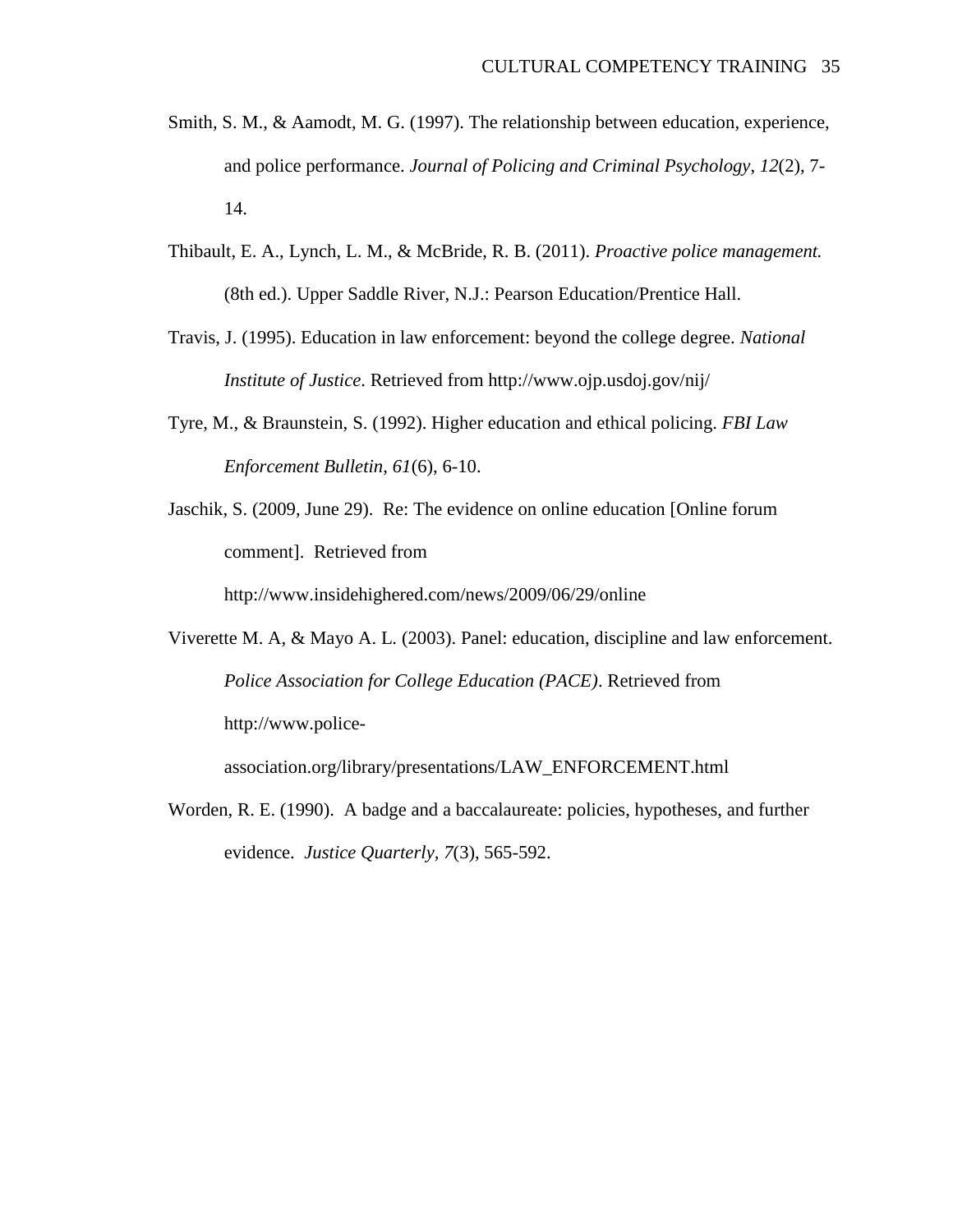Smith, S. M., & Aamodt, M. G. (1997). The relationship between education, experience, and police performance. *Journal of Policing and Criminal Psychology*, *12*(2), 7-14.

Thibault, E. A., Lynch, L. M., & McBride, R. B. (2011). *Proactive police management.* (8th ed.). Upper Saddle River, N.J.: Pearson Education/Prentice Hall.

Travis, J. (1995). Education in law enforcement: beyond the college degree. *National Institute of Justice*. Retrieved from http://www.ojp.usdoj.gov/nij/

Tyre, M., & Braunstein, S. (1992). Higher education and ethical policing. *FBI Law Enforcement Bulletin*, *61*(6), 6-10.

Jaschik, S. (2009, June 29). Re: The evidence on online education [Online forum comment]. Retrieved from http://www.insidehighered.com/news/2009/06/29/online

Viverette M. A, & Mayo A. L. (2003). Panel: education, discipline and law enforcement. *Police Association for College Education (PACE)*. Retrieved from http://www.police-association.org/library/presentations/LAW_ENFORCEMENT.html

Worden, R. E. (1990). A badge and a baccalaureate: policies, hypotheses, and further evidence. *Justice Quarterly*, *7*(3), 565-592.